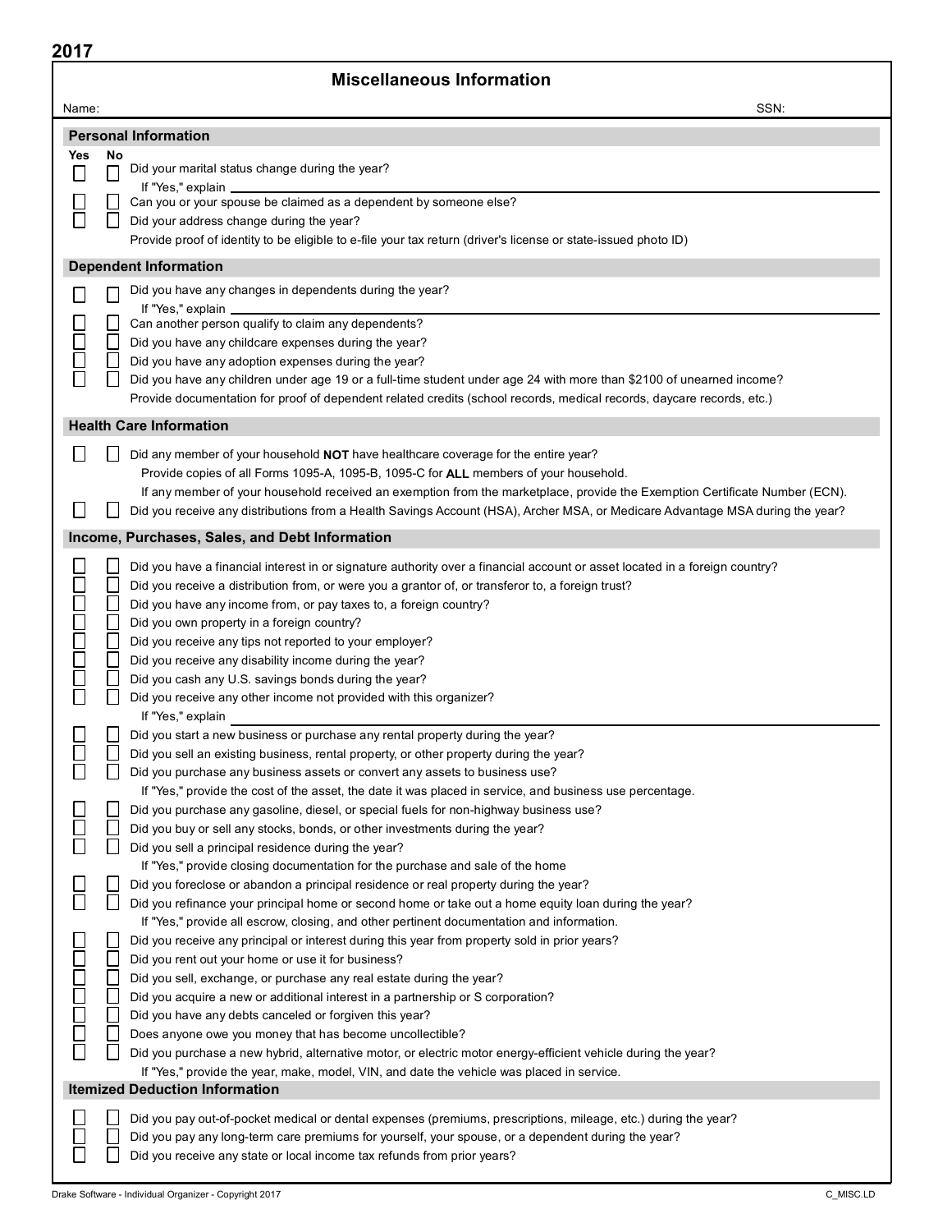**2017**

# Miscellaneous Information

Name: SSN:

## Personal Information

| Yes | No | |
|---|---|---|
| ☐ | ☐ | Did your marital status change during the year? If "Yes," explain ______ |
| ☐ | ☐ | Can you or your spouse be claimed as a dependent by someone else? |
| ☐ | ☐ | Did your address change during the year? |
| | | Provide proof of identity to be eligible to e-file your tax return (driver's license or state-issued photo ID) |

## Dependent Information

| Yes | No | |
|---|---|---|
| ☐ | ☐ | Did you have any changes in dependents during the year? If "Yes," explain ______ |
| ☐ | ☐ | Can another person qualify to claim any dependents? |
| ☐ | ☐ | Did you have any childcare expenses during the year? |
| ☐ | ☐ | Did you have any adoption expenses during the year? |
| ☐ | ☐ | Did you have any children under age 19 or a full-time student under age 24 with more than $2100 of unearned income? |
| | | Provide documentation for proof of dependent related credits (school records, medical records, daycare records, etc.) |

## Health Care Information

| Yes | No | |
|---|---|---|
| ☐ | ☐ | Did any member of your household **NOT** have healthcare coverage for the entire year? Provide copies of all Forms 1095-A, 1095-B, 1095-C for **ALL** members of your household. If any member of your household received an exemption from the marketplace, provide the Exemption Certificate Number (ECN). |
| ☐ | ☐ | Did you receive any distributions from a Health Savings Account (HSA), Archer MSA, or Medicare Advantage MSA during the year? |

## Income, Purchases, Sales, and Debt Information

| Yes | No | |
|---|---|---|
| ☐ | ☐ | Did you have a financial interest in or signature authority over a financial account or asset located in a foreign country? |
| ☐ | ☐ | Did you receive a distribution from, or were you a grantor of, or transferor to, a foreign trust? |
| ☐ | ☐ | Did you have any income from, or pay taxes to, a foreign country? |
| ☐ | ☐ | Did you own property in a foreign country? |
| ☐ | ☐ | Did you receive any tips not reported to your employer? |
| ☐ | ☐ | Did you receive any disability income during the year? |
| ☐ | ☐ | Did you cash any U.S. savings bonds during the year? |
| ☐ | ☐ | Did you receive any other income not provided with this organizer? If "Yes," explain ______ |
| ☐ | ☐ | Did you start a new business or purchase any rental property during the year? |
| ☐ | ☐ | Did you sell an existing business, rental property, or other property during the year? |
| ☐ | ☐ | Did you purchase any business assets or convert any assets to business use? If "Yes," provide the cost of the asset, the date it was placed in service, and business use percentage. |
| ☐ | ☐ | Did you purchase any gasoline, diesel, or special fuels for non-highway business use? |
| ☐ | ☐ | Did you buy or sell any stocks, bonds, or other investments during the year? |
| ☐ | ☐ | Did you sell a principal residence during the year? If "Yes," provide closing documentation for the purchase and sale of the home |
| ☐ | ☐ | Did you foreclose or abandon a principal residence or real property during the year? |
| ☐ | ☐ | Did you refinance your principal home or second home or take out a home equity loan during the year? If "Yes," provide all escrow, closing, and other pertinent documentation and information. |
| ☐ | ☐ | Did you receive any principal or interest during this year from property sold in prior years? |
| ☐ | ☐ | Did you rent out your home or use it for business? |
| ☐ | ☐ | Did you sell, exchange, or purchase any real estate during the year? |
| ☐ | ☐ | Did you acquire a new or additional interest in a partnership or S corporation? |
| ☐ | ☐ | Did you have any debts canceled or forgiven this year? |
| ☐ | ☐ | Does anyone owe you money that has become uncollectible? |
| ☐ | ☐ | Did you purchase a new hybrid, alternative motor, or electric motor energy-efficient vehicle during the year? If "Yes," provide the year, make, model, VIN, and date the vehicle was placed in service. |

## Itemized Deduction Information

| Yes | No | |
|---|---|---|
| ☐ | ☐ | Did you pay out-of-pocket medical or dental expenses (premiums, prescriptions, mileage, etc.) during the year? |
| ☐ | ☐ | Did you pay any long-term care premiums for yourself, your spouse, or a dependent during the year? |
| ☐ | ☐ | Did you receive any state or local income tax refunds from prior years? |

Drake Software - Individual Organizer - Copyright 2017 C_MISC.LD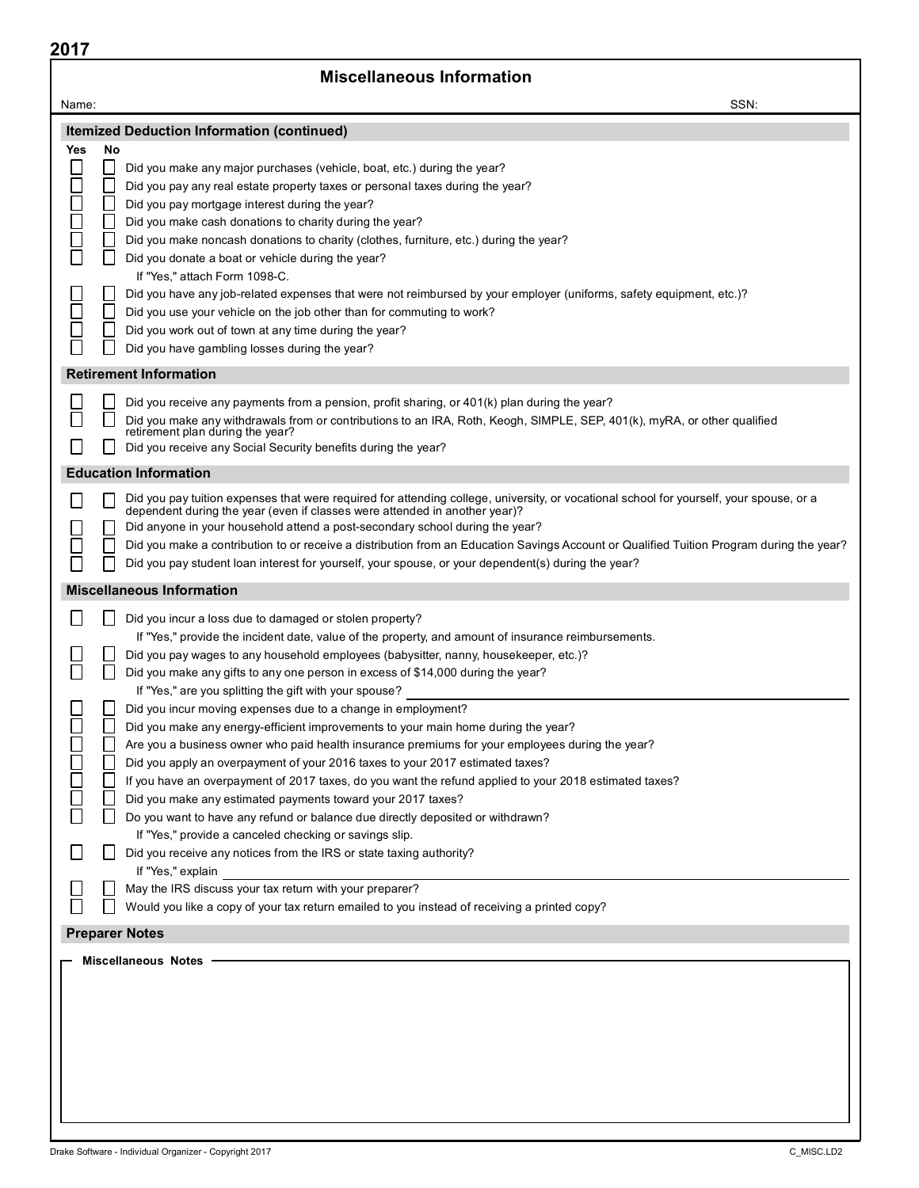**2017**

# Miscellaneous Information

Name: SSN:

## Itemized Deduction Information (continued)

| Yes | No | |
|---|---|---|
| ☐ | ☐ | Did you make any major purchases (vehicle, boat, etc.) during the year? |
| ☐ | ☐ | Did you pay any real estate property taxes or personal taxes during the year? |
| ☐ | ☐ | Did you pay mortgage interest during the year? |
| ☐ | ☐ | Did you make cash donations to charity during the year? |
| ☐ | ☐ | Did you make noncash donations to charity (clothes, furniture, etc.) during the year? |
| ☐ | ☐ | Did you donate a boat or vehicle during the year? If "Yes," attach Form 1098-C. |
| ☐ | ☐ | Did you have any job-related expenses that were not reimbursed by your employer (uniforms, safety equipment, etc.)? |
| ☐ | ☐ | Did you use your vehicle on the job other than for commuting to work? |
| ☐ | ☐ | Did you work out of town at any time during the year? |
| ☐ | ☐ | Did you have gambling losses during the year? |

## Retirement Information

| Yes | No | |
|---|---|---|
| ☐ | ☐ | Did you receive any payments from a pension, profit sharing, or 401(k) plan during the year? |
| ☐ | ☐ | Did you make any withdrawals from or contributions to an IRA, Roth, Keogh, SIMPLE, SEP, 401(k), myRA, or other qualified retirement plan during the year? |
| ☐ | ☐ | Did you receive any Social Security benefits during the year? |

## Education Information

| Yes | No | |
|---|---|---|
| ☐ | ☐ | Did you pay tuition expenses that were required for attending college, university, or vocational school for yourself, your spouse, or a dependent during the year (even if classes were attended in another year)? |
| ☐ | ☐ | Did anyone in your household attend a post-secondary school during the year? |
| ☐ | ☐ | Did you make a contribution to or receive a distribution from an Education Savings Account or Qualified Tuition Program during the year? |
| ☐ | ☐ | Did you pay student loan interest for yourself, your spouse, or your dependent(s) during the year? |

## Miscellaneous Information

| Yes | No | |
|---|---|---|
| ☐ | ☐ | Did you incur a loss due to damaged or stolen property? If "Yes," provide the incident date, value of the property, and amount of insurance reimbursements. |
| ☐ | ☐ | Did you pay wages to any household employees (babysitter, nanny, housekeeper, etc.)? |
| ☐ | ☐ | Did you make any gifts to any one person in excess of $14,000 during the year? If "Yes," are you splitting the gift with your spouse? ______ |
| ☐ | ☐ | Did you incur moving expenses due to a change in employment? |
| ☐ | ☐ | Did you make any energy-efficient improvements to your main home during the year? |
| ☐ | ☐ | Are you a business owner who paid health insurance premiums for your employees during the year? |
| ☐ | ☐ | Did you apply an overpayment of your 2016 taxes to your 2017 estimated taxes? |
| ☐ | ☐ | If you have an overpayment of 2017 taxes, do you want the refund applied to your 2018 estimated taxes? |
| ☐ | ☐ | Did you make any estimated payments toward your 2017 taxes? |
| ☐ | ☐ | Do you want to have any refund or balance due directly deposited or withdrawn? If "Yes," provide a canceled checking or savings slip. |
| ☐ | ☐ | Did you receive any notices from the IRS or state taxing authority? If "Yes," explain ______ |
| ☐ | ☐ | May the IRS discuss your tax return with your preparer? |
| ☐ | ☐ | Would you like a copy of your tax return emailed to you instead of receiving a printed copy? |

## Preparer Notes

**Miscellaneous Notes**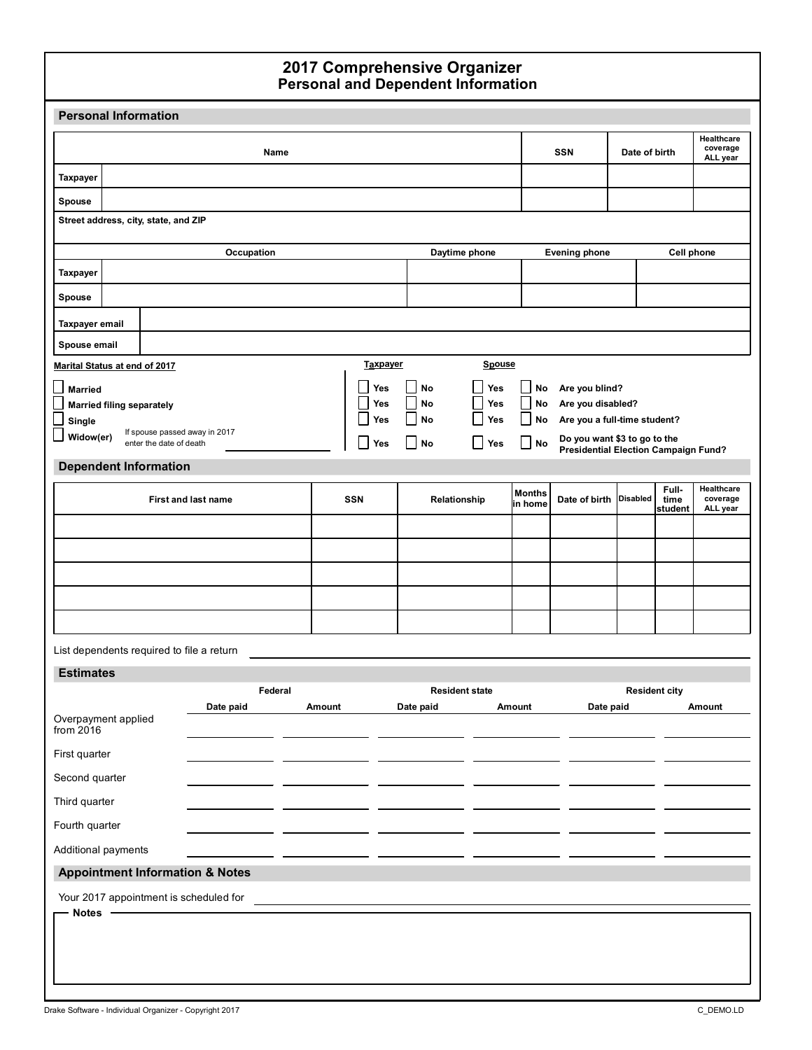# 2017 Comprehensive Organizer
## Personal and Dependent Information

### Personal Information

| | Name | SSN | Date of birth | Healthcare coverage ALL year |
|---|---|---|---|---|
| Taxpayer | | | | |
| Spouse | | | | |

Street address, city, state, and ZIP

| | Occupation | Daytime phone | Evening phone | Cell phone |
|---|---|---|---|---|
| Taxpayer | | | | |
| Spouse | | | | |

| | |
|---|---|
| Taxpayer email | |
| Spouse email | |

**Marital Status at end of 2017**

- ☐ Married
- ☐ Married filing separately
- ☐ Single
- ☐ Widow(er) — If spouse passed away in 2017 enter the date of death ______

| Taxpayer | | Spouse | | |
|---|---|---|---|---|
| ☐ Yes | ☐ No | ☐ Yes | ☐ No | Are you blind? |
| ☐ Yes | ☐ No | ☐ Yes | ☐ No | Are you disabled? |
| ☐ Yes | ☐ No | ☐ Yes | ☐ No | Are you a full-time student? |
| ☐ Yes | ☐ No | ☐ Yes | ☐ No | Do you want $3 to go to the Presidential Election Campaign Fund? |

### Dependent Information

| First and last name | SSN | Relationship | Months in home | Date of birth | Disabled | Full-time student | Healthcare coverage ALL year |
|---|---|---|---|---|---|---|---|
| | | | | | | | |
| | | | | | | | |
| | | | | | | | |
| | | | | | | | |
| | | | | | | | |

List dependents required to file a return ______

### Estimates

| | Federal | | Resident state | | Resident city | |
|---|---|---|---|---|---|---|
| | Date paid | Amount | Date paid | Amount | Date paid | Amount |
| Overpayment applied from 2016 | | | | | | |
| First quarter | | | | | | |
| Second quarter | | | | | | |
| Third quarter | | | | | | |
| Fourth quarter | | | | | | |
| Additional payments | | | | | | |

### Appointment Information & Notes

Your 2017 appointment is scheduled for ______

**Notes**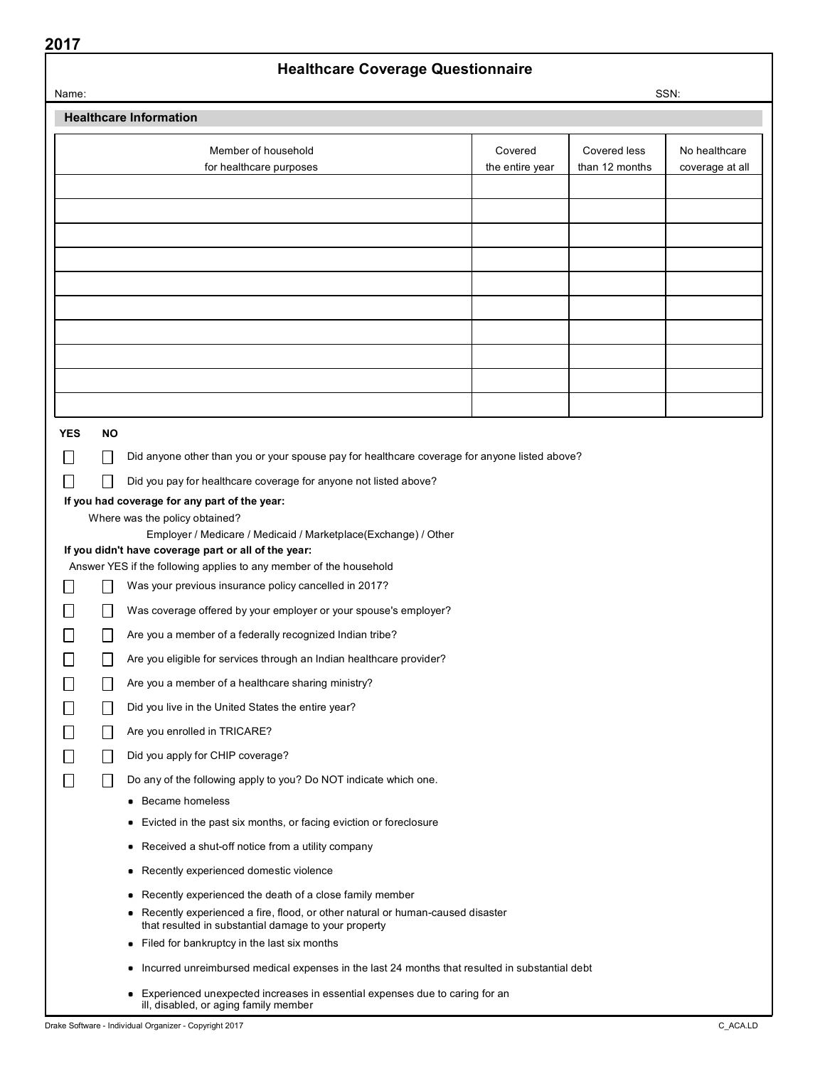**2017**

# Healthcare Coverage Questionnaire

Name: SSN:

## Healthcare Information

| Member of household for healthcare purposes | Covered the entire year | Covered less than 12 months | No healthcare coverage at all |
|---|---|---|---|
| | | | |
| | | | |
| | | | |
| | | | |
| | | | |
| | | | |
| | | | |
| | | | |
| | | | |
| | | | |

| YES | NO | |
|---|---|---|
| ☐ | ☐ | Did anyone other than you or your spouse pay for healthcare coverage for anyone listed above? |
| ☐ | ☐ | Did you pay for healthcare coverage for anyone not listed above? |

**If you had coverage for any part of the year:**

Where was the policy obtained?

Employer / Medicare / Medicaid / Marketplace(Exchange) / Other

**If you didn't have coverage part or all of the year:**

Answer YES if the following applies to any member of the household

| YES | NO | |
|---|---|---|
| ☐ | ☐ | Was your previous insurance policy cancelled in 2017? |
| ☐ | ☐ | Was coverage offered by your employer or your spouse's employer? |
| ☐ | ☐ | Are you a member of a federally recognized Indian tribe? |
| ☐ | ☐ | Are you eligible for services through an Indian healthcare provider? |
| ☐ | ☐ | Are you a member of a healthcare sharing ministry? |
| ☐ | ☐ | Did you live in the United States the entire year? |
| ☐ | ☐ | Are you enrolled in TRICARE? |
| ☐ | ☐ | Did you apply for CHIP coverage? |
| ☐ | ☐ | Do any of the following apply to you? Do NOT indicate which one. |

- Became homeless
- Evicted in the past six months, or facing eviction or foreclosure
- Received a shut-off notice from a utility company
- Recently experienced domestic violence
- Recently experienced the death of a close family member
- Recently experienced a fire, flood, or other natural or human-caused disaster that resulted in substantial damage to your property
- Filed for bankruptcy in the last six months
- Incurred unreimbursed medical expenses in the last 24 months that resulted in substantial debt
- Experienced unexpected increases in essential expenses due to caring for an ill, disabled, or aging family member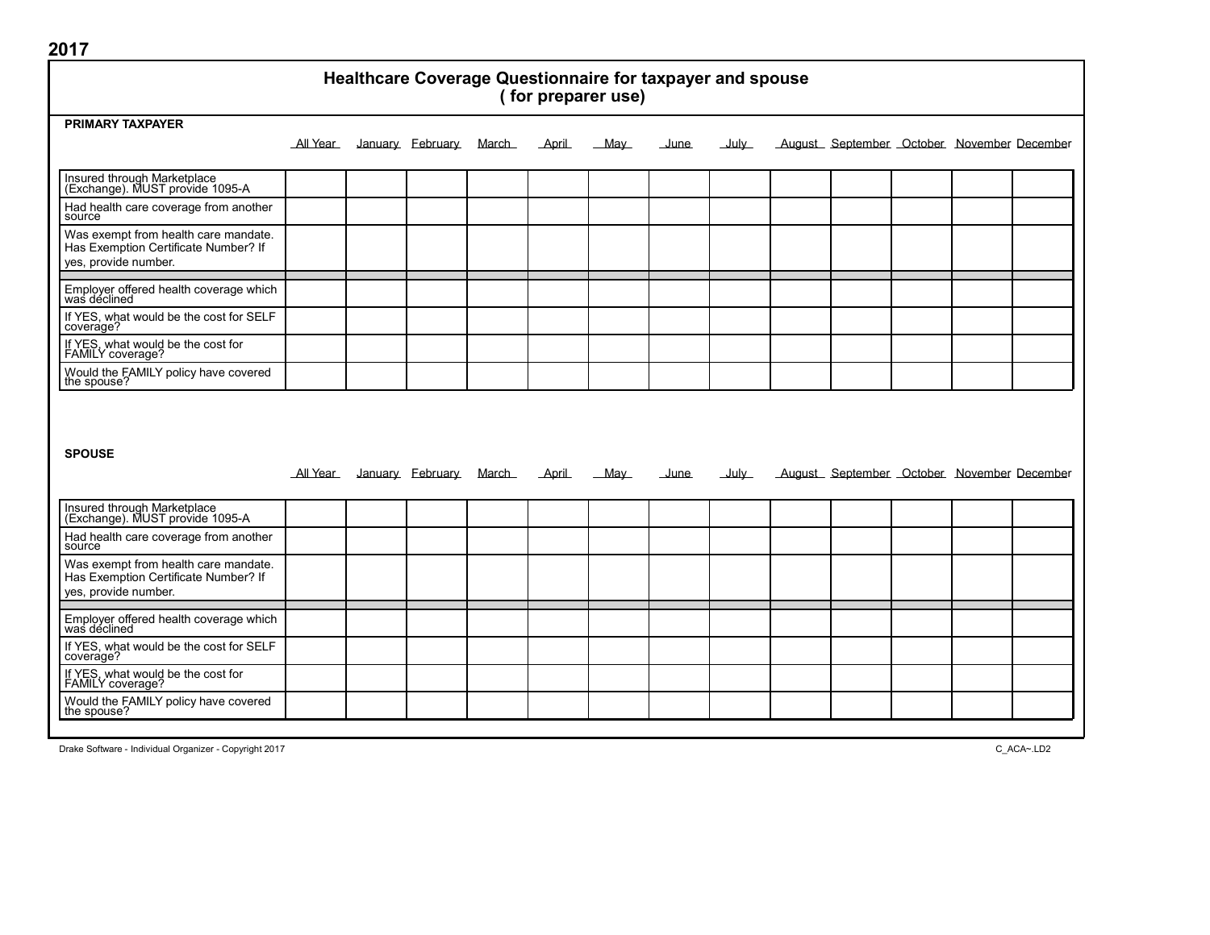2017

# Healthcare Coverage Questionnaire for taxpayer and spouse
## ( for preparer use)

**PRIMARY TAXPAYER**

| | All Year | January | February | March | April | May | June | July | August | September | October | November | December |
|---|---|---|---|---|---|---|---|---|---|---|---|---|---|
| Insured through Marketplace (Exchange). MUST provide 1095-A | | | | | | | | | | | | | |
| Had health care coverage from another source | | | | | | | | | | | | | |
| Was exempt from health care mandate. Has Exemption Certificate Number? If yes, provide number. | | | | | | | | | | | | | |
| | | | | | | | | | | | | | |
| Employer offered health coverage which was declined | | | | | | | | | | | | | |
| If YES, what would be the cost for SELF coverage? | | | | | | | | | | | | | |
| If YES, what would be the cost for FAMILY coverage? | | | | | | | | | | | | | |
| Would the FAMILY policy have covered the spouse? | | | | | | | | | | | | | |

**SPOUSE**

| | All Year | January | February | March | April | May | June | July | August | September | October | November | December |
|---|---|---|---|---|---|---|---|---|---|---|---|---|---|
| Insured through Marketplace (Exchange). MUST provide 1095-A | | | | | | | | | | | | | |
| Had health care coverage from another source | | | | | | | | | | | | | |
| Was exempt from health care mandate. Has Exemption Certificate Number? If yes, provide number. | | | | | | | | | | | | | |
| | | | | | | | | | | | | | |
| Employer offered health coverage which was declined | | | | | | | | | | | | | |
| If YES, what would be the cost for SELF coverage? | | | | | | | | | | | | | |
| If YES, what would be the cost for FAMILY coverage? | | | | | | | | | | | | | |
| Would the FAMILY policy have covered the spouse? | | | | | | | | | | | | | |

Drake Software - Individual Organizer - Copyright 2017

C_ACA~.LD2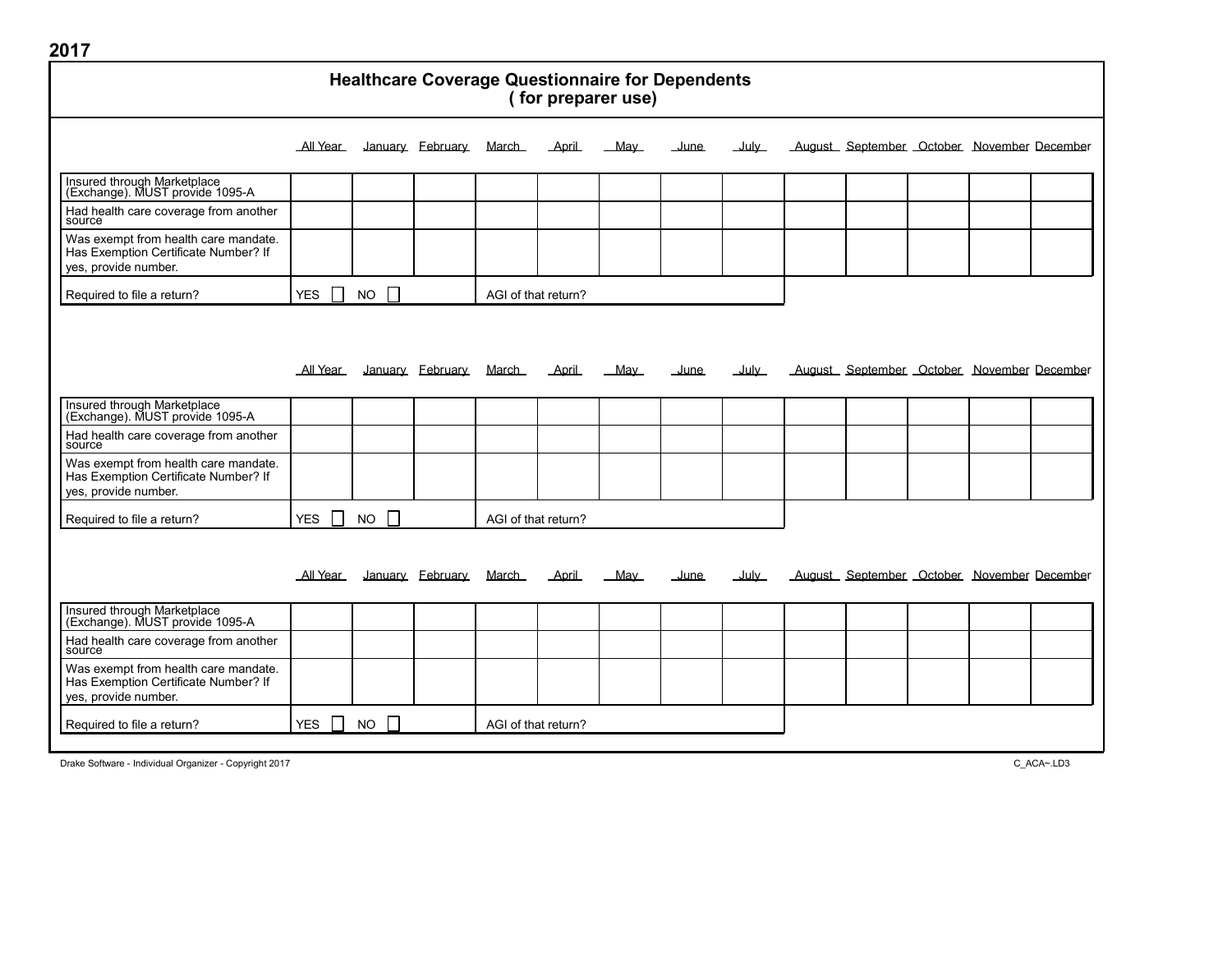2017

# Healthcare Coverage Questionnaire for Dependents
## ( for preparer use)

| | All Year | January | February | March | April | May | June | July | August | September | October | November | December |
|---|---|---|---|---|---|---|---|---|---|---|---|---|---|
| Insured through Marketplace (Exchange). MUST provide 1095-A | | | | | | | | | | | | | |
| Had health care coverage from another source | | | | | | | | | | | | | |
| Was exempt from health care mandate. Has Exemption Certificate Number? If yes, provide number. | | | | | | | | | | | | | |
| Required to file a return? | YES ☐ | NO ☐ | | AGI of that return? | | | | | | | | | |

| | All Year | January | February | March | April | May | June | July | August | September | October | November | December |
|---|---|---|---|---|---|---|---|---|---|---|---|---|---|
| Insured through Marketplace (Exchange). MUST provide 1095-A | | | | | | | | | | | | | |
| Had health care coverage from another source | | | | | | | | | | | | | |
| Was exempt from health care mandate. Has Exemption Certificate Number? If yes, provide number. | | | | | | | | | | | | | |
| Required to file a return? | YES ☐ | NO ☐ | | AGI of that return? | | | | | | | | | |

| | All Year | January | February | March | April | May | June | July | August | September | October | November | December |
|---|---|---|---|---|---|---|---|---|---|---|---|---|---|
| Insured through Marketplace (Exchange). MUST provide 1095-A | | | | | | | | | | | | | |
| Had health care coverage from another source | | | | | | | | | | | | | |
| Was exempt from health care mandate. Has Exemption Certificate Number? If yes, provide number. | | | | | | | | | | | | | |
| Required to file a return? | YES ☐ | NO ☐ | | AGI of that return? | | | | | | | | | |

Drake Software - Individual Organizer - Copyright 2017

C_ACA~.LD3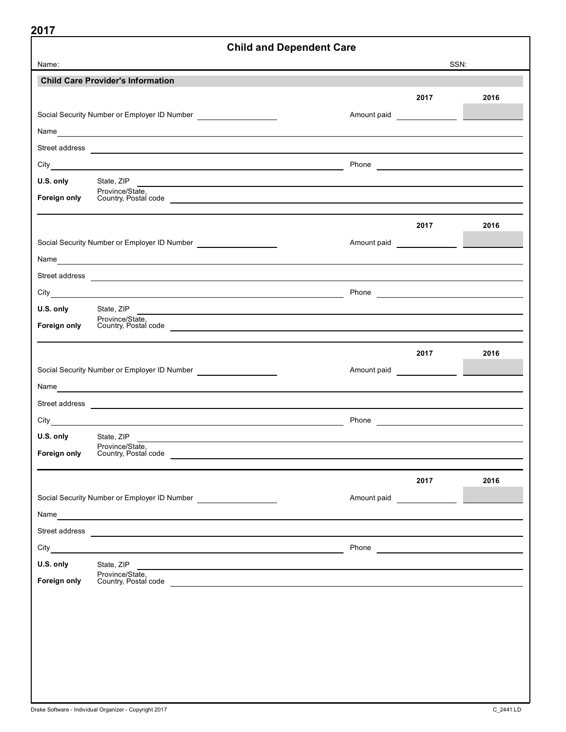2017

# Child and Dependent Care

Name: SSN:

## Child Care Provider's Information

| | 2017 | 2016 |
|---|---|---|
| Social Security Number or Employer ID Number ______ Amount paid | | |

Name

Street address

City Phone

**U.S. only** State, ZIP

**Foreign only** Province/State, Country, Postal code

---

| | 2017 | 2016 |
|---|---|---|
| Social Security Number or Employer ID Number ______ Amount paid | | |

Name

Street address

City Phone

**U.S. only** State, ZIP

**Foreign only** Province/State, Country, Postal code

---

| | 2017 | 2016 |
|---|---|---|
| Social Security Number or Employer ID Number ______ Amount paid | | |

Name

Street address

City Phone

**U.S. only** State, ZIP

**Foreign only** Province/State, Country, Postal code

---

| | 2017 | 2016 |
|---|---|---|
| Social Security Number or Employer ID Number ______ Amount paid | | |

Name

Street address

City Phone

**U.S. only** State, ZIP

**Foreign only** Province/State, Country, Postal code

Drake Software - Individual Organizer - Copyright 2017 C_2441.LD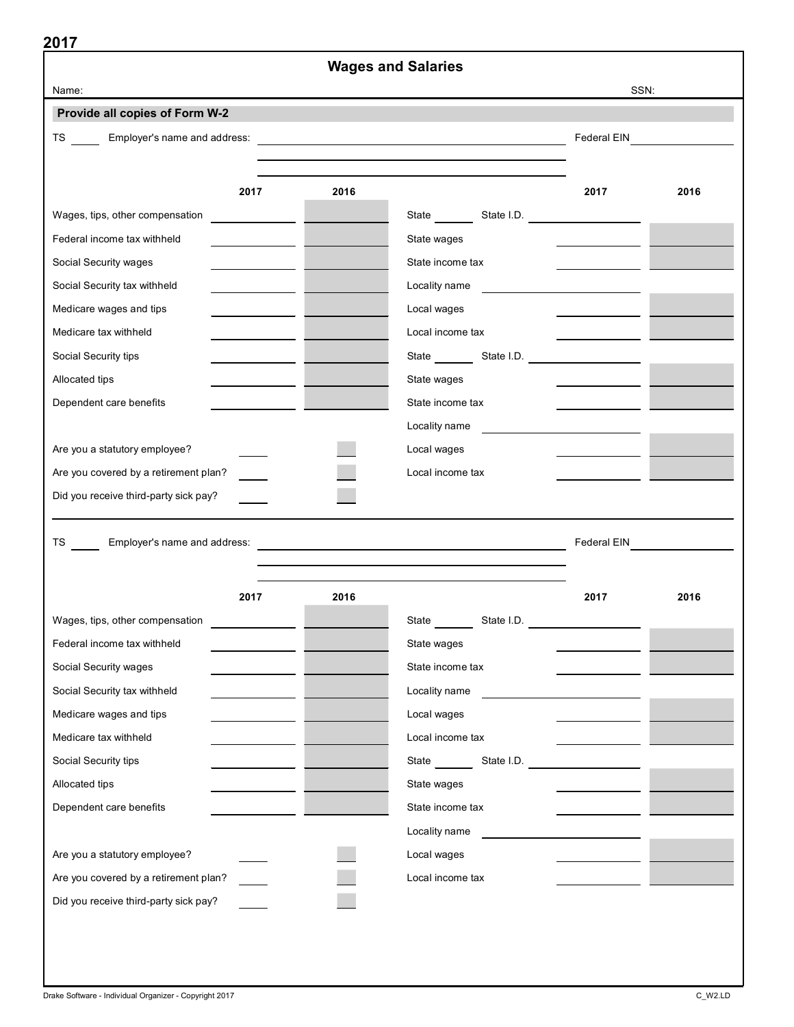# 2017

## Wages and Salaries

Name: SSN:

**Provide all copies of Form W-2**

TS ______ Employer's name and address: ____________________ Federal EIN ____________

| | 2017 | 2016 |
|---|---|---|
| Wages, tips, other compensation | | |
| Federal income tax withheld | | |
| Social Security wages | | |
| Social Security tax withheld | | |
| Medicare wages and tips | | |
| Medicare tax withheld | | |
| Social Security tips | | |
| Allocated tips | | |
| Dependent care benefits | | |
| Are you a statutory employee? | | |
| Are you covered by a retirement plan? | | |
| Did you receive third-party sick pay? | | |

| | 2017 | 2016 |
|---|---|---|
| State ______ State I.D. | | |
| State wages | | |
| State income tax | | |
| Locality name | | |
| Local wages | | |
| Local income tax | | |
| State ______ State I.D. | | |
| State wages | | |
| State income tax | | |
| Locality name | | |
| Local wages | | |
| Local income tax | | |

TS ______ Employer's name and address: ____________________ Federal EIN ____________

| | 2017 | 2016 |
|---|---|---|
| Wages, tips, other compensation | | |
| Federal income tax withheld | | |
| Social Security wages | | |
| Social Security tax withheld | | |
| Medicare wages and tips | | |
| Medicare tax withheld | | |
| Social Security tips | | |
| Allocated tips | | |
| Dependent care benefits | | |
| Are you a statutory employee? | | |
| Are you covered by a retirement plan? | | |
| Did you receive third-party sick pay? | | |

| | 2017 | 2016 |
|---|---|---|
| State ______ State I.D. | | |
| State wages | | |
| State income tax | | |
| Locality name | | |
| Local wages | | |
| Local income tax | | |
| State ______ State I.D. | | |
| State wages | | |
| State income tax | | |
| Locality name | | |
| Local wages | | |
| Local income tax | | |

Drake Software - Individual Organizer - Copyright 2017 C_W2.LD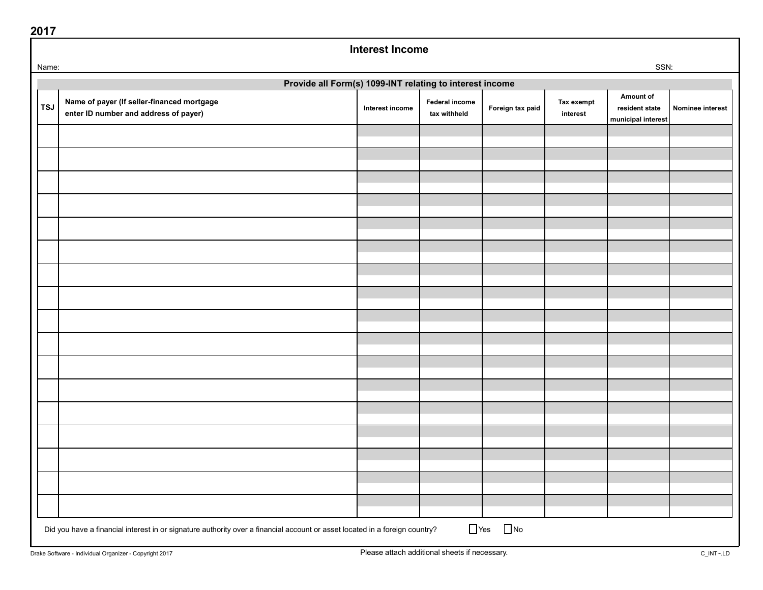2017

## Interest Income

Name: SSN:

**Provide all Form(s) 1099-INT relating to interest income**

| TSJ | Name of payer (If seller-financed mortgage enter ID number and address of payer) | Interest income | Federal income tax withheld | Foreign tax paid | Tax exempt interest | Amount of resident state municipal interest | Nominee interest |
|---|---|---|---|---|---|---|---|
| | | | | | | | |
| | | | | | | | |
| | | | | | | | |
| | | | | | | | |
| | | | | | | | |
| | | | | | | | |
| | | | | | | | |
| | | | | | | | |
| | | | | | | | |
| | | | | | | | |
| | | | | | | | |
| | | | | | | | |
| | | | | | | | |
| | | | | | | | |
| | | | | | | | |
| | | | | | | | |
| | | | | | | | |

Did you have a financial interest in or signature authority over a financial account or asset located in a foreign country? ☐ Yes ☐ No

Please attach additional sheets if necessary.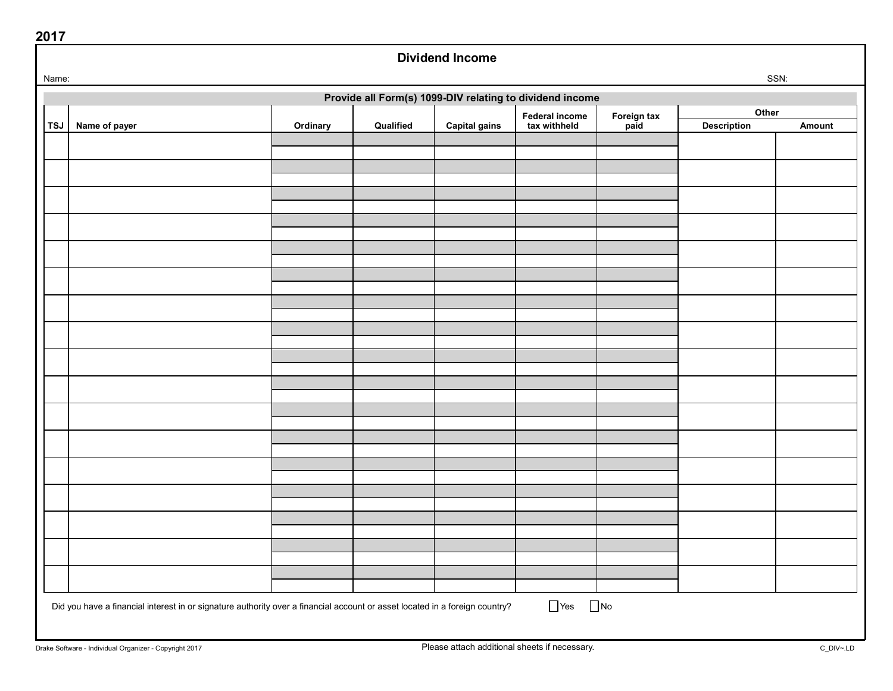2017

# Dividend Income

Name: SSN:

## Provide all Form(s) 1099-DIV relating to dividend income

| TSJ | Name of payer | Ordinary | Qualified | Capital gains | Federal income tax withheld | Foreign tax paid | Other | |
|---|---|---|---|---|---|---|---|---|
| | | | | | | | Description | Amount |
| | | | | | | | | |
| | | | | | | | | |
| | | | | | | | | |
| | | | | | | | | |
| | | | | | | | | |
| | | | | | | | | |
| | | | | | | | | |
| | | | | | | | | |
| | | | | | | | | |
| | | | | | | | | |
| | | | | | | | | |
| | | | | | | | | |
| | | | | | | | | |
| | | | | | | | | |
| | | | | | | | | |
| | | | | | | | | |
| | | | | | | | | |

Did you have a financial interest in or signature authority over a financial account or asset located in a foreign country? ☐ Yes ☐ No

Please attach additional sheets if necessary.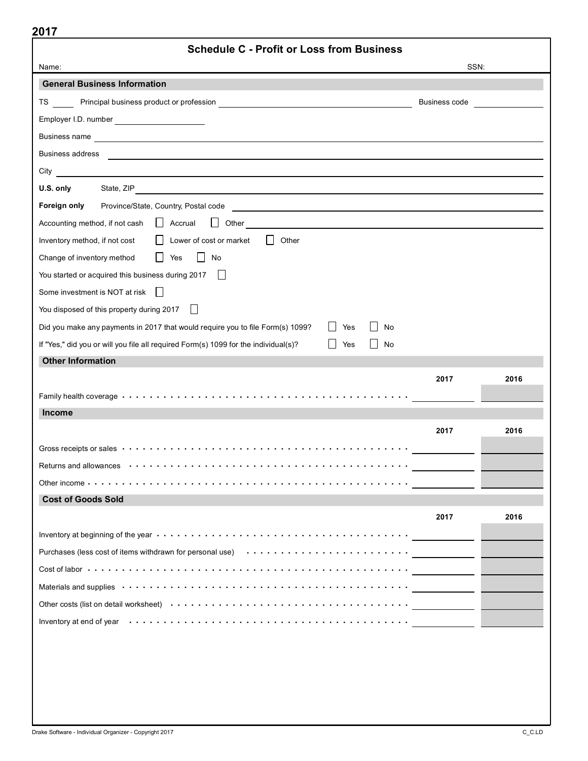2017

# Schedule C - Profit or Loss from Business

Name: SSN:

## General Business Information

TS ____ Principal business product or profession ____________________ Business code ____________

Employer I.D. number ____________

Business name ____________

Business address ____________

City ____________

**U.S. only** State, ZIP ____________

**Foreign only** Province/State, Country, Postal code ____________

Accounting method, if not cash ☐ Accrual ☐ Other ____________

Inventory method, if not cost ☐ Lower of cost or market ☐ Other

Change of inventory method ☐ Yes ☐ No

You started or acquired this business during 2017 ☐

Some investment is NOT at risk ☐

You disposed of this property during 2017 ☐

Did you make any payments in 2017 that would require you to file Form(s) 1099? ☐ Yes ☐ No

If "Yes," did you or will you file all required Form(s) 1099 for the individual(s)? ☐ Yes ☐ No

## Other Information

| | 2017 | 2016 |
|---|---|---|
| Family health coverage | | |

## Income

| | 2017 | 2016 |
|---|---|---|
| Gross receipts or sales | | |
| Returns and allowances | | |
| Other income | | |

## Cost of Goods Sold

| | 2017 | 2016 |
|---|---|---|
| Inventory at beginning of the year | | |
| Purchases (less cost of items withdrawn for personal use) | | |
| Cost of labor | | |
| Materials and supplies | | |
| Other costs (list on detail worksheet) | | |
| Inventory at end of year | | |

Drake Software - Individual Organizer - Copyright 2017 C_C.LD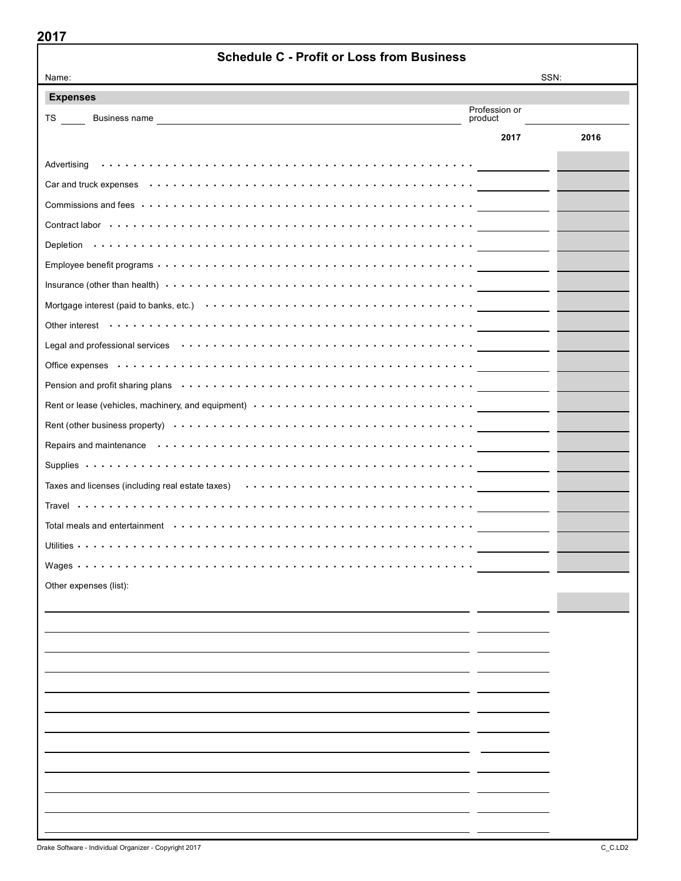2017

# Schedule C - Profit or Loss from Business

Name: SSN:

## Expenses

TS _____ Business name _______________ Profession or product _______________

| | 2017 | 2016 |
|---|---|---|
| Advertising | | |
| Car and truck expenses | | |
| Commissions and fees | | |
| Contract labor | | |
| Depletion | | |
| Employee benefit programs | | |
| Insurance (other than health) | | |
| Mortgage interest (paid to banks, etc.) | | |
| Other interest | | |
| Legal and professional services | | |
| Office expenses | | |
| Pension and profit sharing plans | | |
| Rent or lease (vehicles, machinery, and equipment) | | |
| Rent (other business property) | | |
| Repairs and maintenance | | |
| Supplies | | |
| Taxes and licenses (including real estate taxes) | | |
| Travel | | |
| Total meals and entertainment | | |
| Utilities | | |
| Wages | | |

Other expenses (list):

| | 2017 | 2016 |
|---|---|---|
| | | |
| | | |
| | | |
| | | |
| | | |
| | | |
| | | |
| | | |
| | | |
| | | |
| | | |
| | | |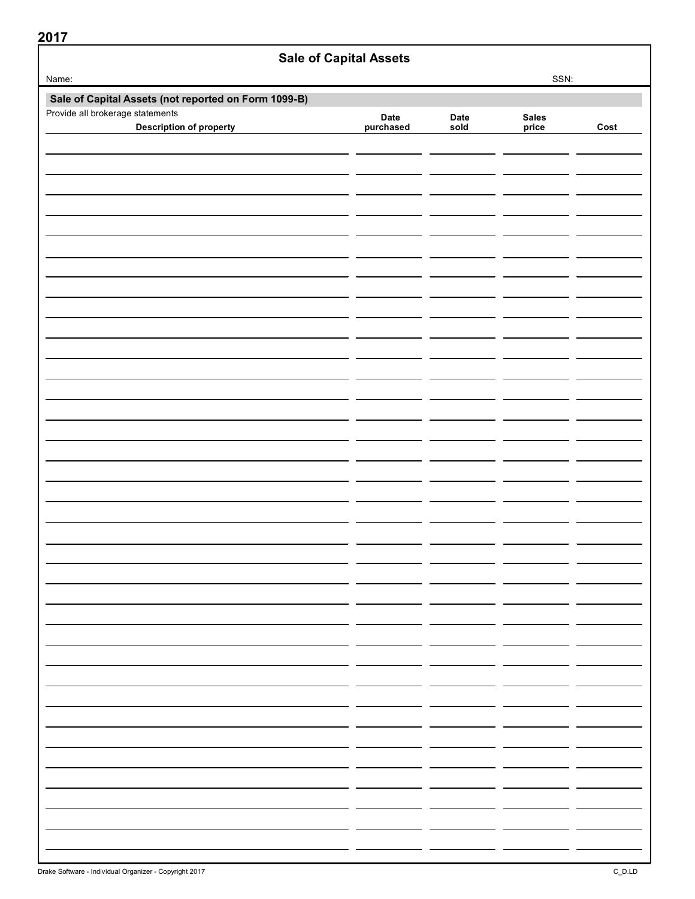2017

# Sale of Capital Assets

Name: SSN:

## Sale of Capital Assets (not reported on Form 1099-B)

Provide all brokerage statements

| Description of property | Date purchased | Date sold | Sales price | Cost |
|---|---|---|---|---|
| | | | | |
| | | | | |
| | | | | |
| | | | | |
| | | | | |
| | | | | |
| | | | | |
| | | | | |
| | | | | |
| | | | | |
| | | | | |
| | | | | |
| | | | | |
| | | | | |
| | | | | |
| | | | | |
| | | | | |
| | | | | |
| | | | | |
| | | | | |
| | | | | |
| | | | | |
| | | | | |
| | | | | |
| | | | | |
| | | | | |
| | | | | |
| | | | | |
| | | | | |
| | | | | |
| | | | | |
| | | | | |
| | | | | |
| | | | | |
| | | | | |

Drake Software - Individual Organizer - Copyright 2017 C_D.LD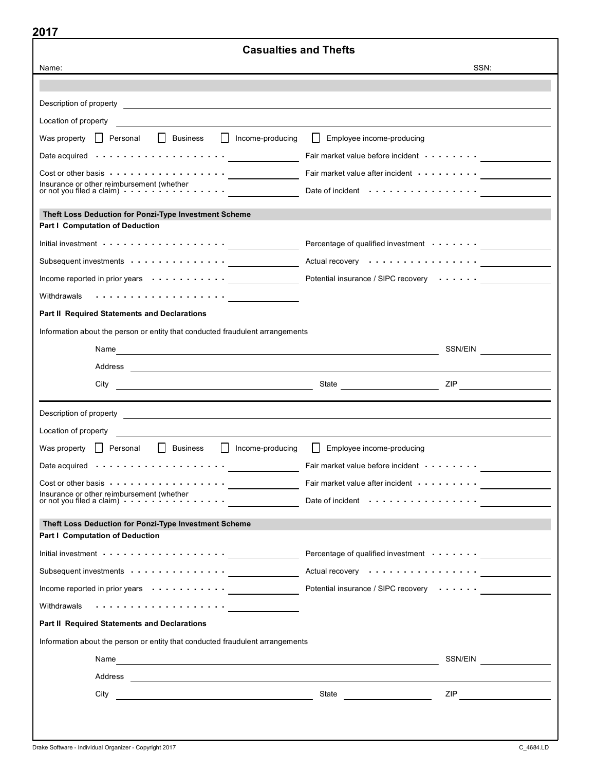**2017**

# Casualties and Thefts

Name: SSN:

---

Description of property

Location of property

Was property ☐ Personal ☐ Business ☐ Income-producing ☐ Employee income-producing

| | | | |
|---|---|---|---|
| Date acquired | | Fair market value before incident | |
| Cost or other basis | | Fair market value after incident | |
| Insurance or other reimbursement (whether or not you filed a claim) | | Date of incident | |

### Theft Loss Deduction for Ponzi-Type Investment Scheme

**Part I Computation of Deduction**

| | | | |
|---|---|---|---|
| Initial investment | | Percentage of qualified investment | |
| Subsequent investments | | Actual recovery | |
| Income reported in prior years | | Potential insurance / SIPC recovery | |
| Withdrawals | | | |

**Part II Required Statements and Declarations**

Information about the person or entity that conducted fraudulent arrangements

Name SSN/EIN

Address

City State ZIP

---

Description of property

Location of property

Was property ☐ Personal ☐ Business ☐ Income-producing ☐ Employee income-producing

| | | | |
|---|---|---|---|
| Date acquired | | Fair market value before incident | |
| Cost or other basis | | Fair market value after incident | |
| Insurance or other reimbursement (whether or not you filed a claim) | | Date of incident | |

### Theft Loss Deduction for Ponzi-Type Investment Scheme

**Part I Computation of Deduction**

| | | | |
|---|---|---|---|
| Initial investment | | Percentage of qualified investment | |
| Subsequent investments | | Actual recovery | |
| Income reported in prior years | | Potential insurance / SIPC recovery | |
| Withdrawals | | | |

**Part II Required Statements and Declarations**

Information about the person or entity that conducted fraudulent arrangements

Name SSN/EIN

Address

City State ZIP

Drake Software - Individual Organizer - Copyright 2017 C_4684.LD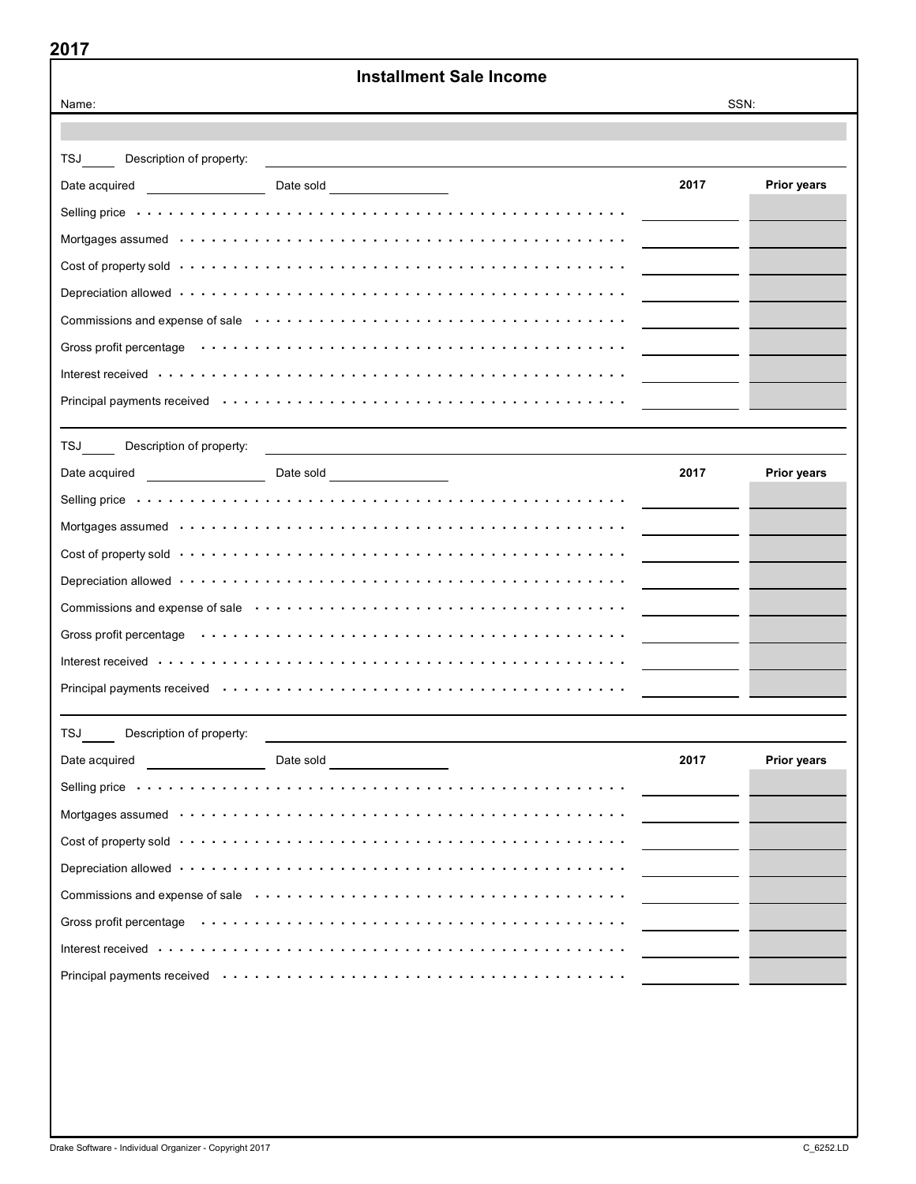# 2017

## Installment Sale Income

Name: SSN:

TSJ ____ Description of property: ____________________

Date acquired ____________ Date sold ____________

| | 2017 | Prior years |
|---|---|---|
| Selling price | | |
| Mortgages assumed | | |
| Cost of property sold | | |
| Depreciation allowed | | |
| Commissions and expense of sale | | |
| Gross profit percentage | | |
| Interest received | | |
| Principal payments received | | |

TSJ ____ Description of property: ____________________

Date acquired ____________ Date sold ____________

| | 2017 | Prior years |
|---|---|---|
| Selling price | | |
| Mortgages assumed | | |
| Cost of property sold | | |
| Depreciation allowed | | |
| Commissions and expense of sale | | |
| Gross profit percentage | | |
| Interest received | | |
| Principal payments received | | |

TSJ ____ Description of property: ____________________

Date acquired ____________ Date sold ____________

| | 2017 | Prior years |
|---|---|---|
| Selling price | | |
| Mortgages assumed | | |
| Cost of property sold | | |
| Depreciation allowed | | |
| Commissions and expense of sale | | |
| Gross profit percentage | | |
| Interest received | | |
| Principal payments received | | |

Drake Software - Individual Organizer - Copyright 2017 C_6252.LD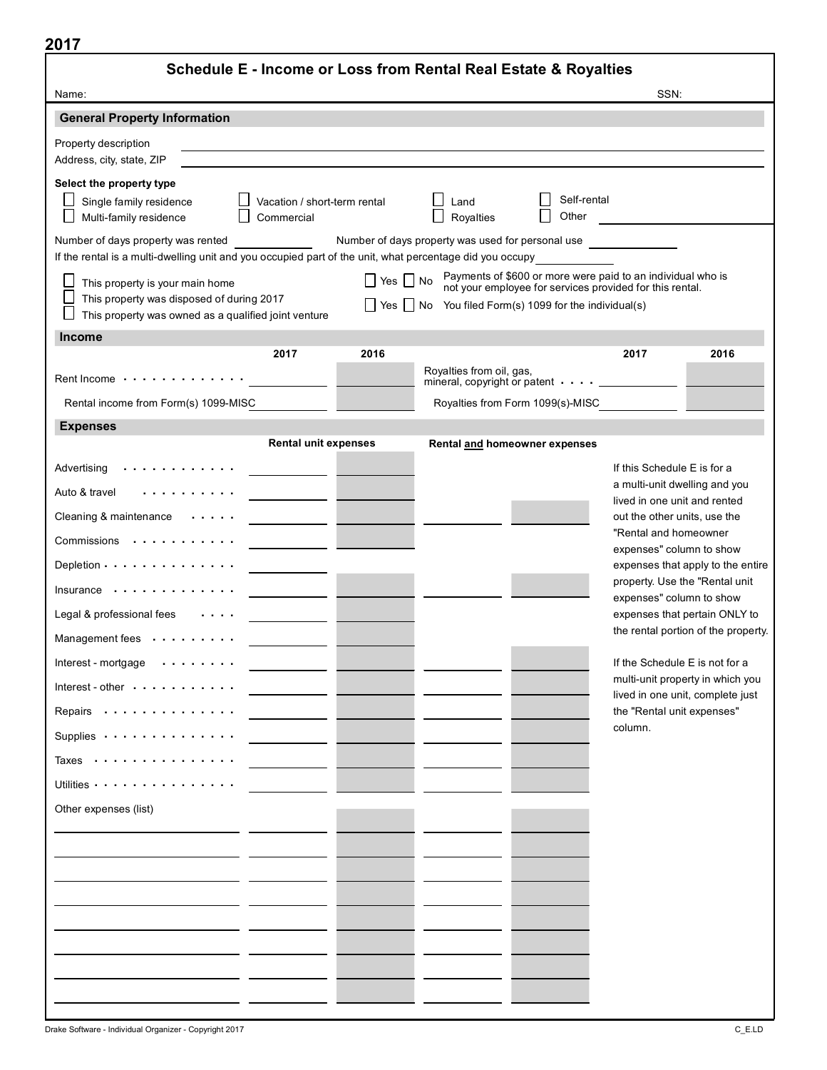2017

# Schedule E - Income or Loss from Rental Real Estate & Royalties

Name: SSN:

## General Property Information

Property description

Address, city, state, ZIP

**Select the property type**

- [ ] Single family residence
- [ ] Multi-family residence
- [ ] Vacation / short-term rental
- [ ] Commercial
- [ ] Land
- [ ] Royalties
- [ ] Self-rental
- [ ] Other

Number of days property was rented ______ Number of days property was used for personal use ______

If the rental is a multi-dwelling unit and you occupied part of the unit, what percentage did you occupy ______

- [ ] This property is your main home
- [ ] This property was disposed of during 2017
- [ ] This property was owned as a qualified joint venture

[ ] Yes [ ] No Payments of $600 or more were paid to an individual who is not your employee for services provided for this rental.

[ ] Yes [ ] No You filed Form(s) 1099 for the individual(s)

## Income

| | 2017 | 2016 | | 2017 | 2016 |
|---|---|---|---|---|---|
| Rent Income | | | Royalties from oil, gas, mineral, copyright or patent | | |
| Rental income from Form(s) 1099-MISC | | | Royalties from Form 1099(s)-MISC | | |

## Expenses

| | Rental unit expenses | | Rental and homeowner expenses | |
|---|---|---|---|---|
| Advertising | | | | |
| Auto & travel | | | | |
| Cleaning & maintenance | | | | |
| Commissions | | | | |
| Depletion | | | | |
| Insurance | | | | |
| Legal & professional fees | | | | |
| Management fees | | | | |
| Interest - mortgage | | | | |
| Interest - other | | | | |
| Repairs | | | | |
| Supplies | | | | |
| Taxes | | | | |
| Utilities | | | | |
| Other expenses (list) | | | | |
| | | | | |
| | | | | |
| | | | | |
| | | | | |
| | | | | |
| | | | | |
| | | | | |
| | | | | |

If this Schedule E is for a multi-unit dwelling and you lived in one unit and rented out the other units, use the "Rental and homeowner expenses" column to show expenses that apply to the entire property. Use the "Rental unit expenses" column to show expenses that pertain ONLY to the rental portion of the property.

If the Schedule E is not for a multi-unit property in which you lived in one unit, complete just the "Rental unit expenses" column.

Drake Software - Individual Organizer - Copyright 2017 C_E.LD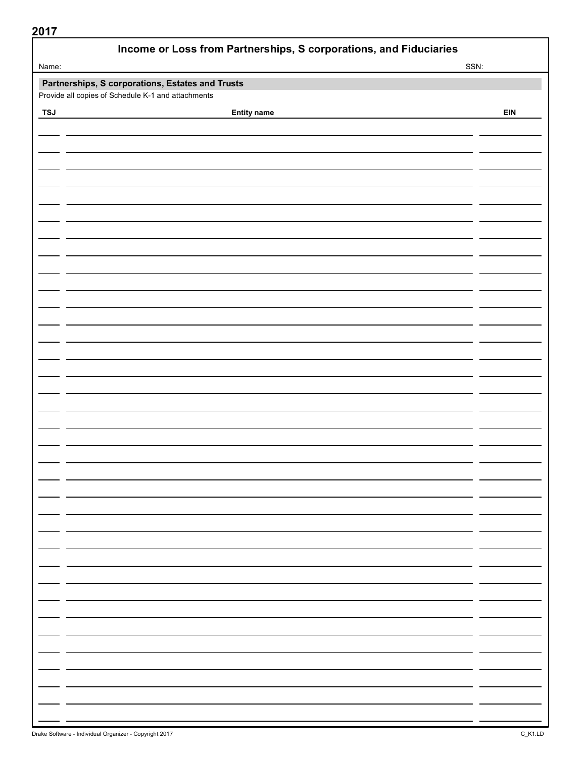2017

# Income or Loss from Partnerships, S corporations, and Fiduciaries

Name: SSN:

## Partnerships, S corporations, Estates and Trusts

Provide all copies of Schedule K-1 and attachments

| TSJ | Entity name | EIN |
|---|---|---|
| | | |
| | | |
| | | |
| | | |
| | | |
| | | |
| | | |
| | | |
| | | |
| | | |
| | | |
| | | |
| | | |
| | | |
| | | |
| | | |
| | | |
| | | |
| | | |
| | | |
| | | |
| | | |
| | | |
| | | |
| | | |
| | | |
| | | |
| | | |
| | | |
| | | |
| | | |
| | | |
| | | |
| | | |
| | | |

Drake Software - Individual Organizer - Copyright 2017 C_K1.LD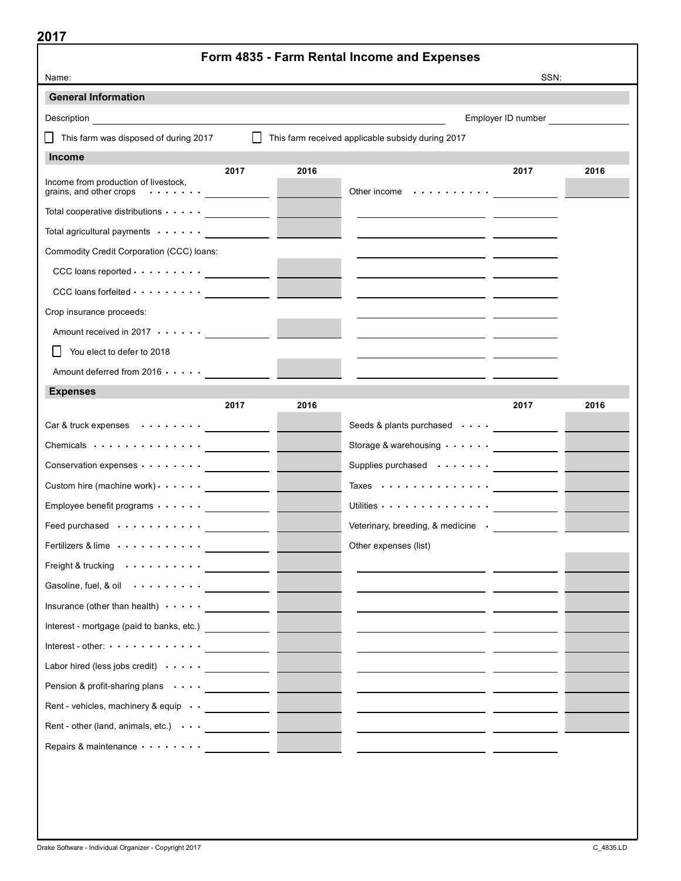**2017**

# Form 4835 - Farm Rental Income and Expenses

Name: SSN:

## General Information

Description ______________________ Employer ID number ______________

☐ This farm was disposed of during 2017 ☐ This farm received applicable subsidy during 2017

## Income

| | 2017 | 2016 | | 2017 | 2016 |
|---|---|---|---|---|---|
| Income from production of livestock, grains, and other crops | | | Other income | | |
| Total cooperative distributions | | | | | |
| Total agricultural payments | | | | | |
| Commodity Credit Corporation (CCC) loans: | | | | | |
| CCC loans reported | | | | | |
| CCC loans forfeited | | | | | |
| Crop insurance proceeds: | | | | | |
| Amount received in 2017 | | | | | |
| ☐ You elect to defer to 2018 | | | | | |
| Amount deferred from 2016 | | | | | |

## Expenses

| | 2017 | 2016 | | 2017 | 2016 |
|---|---|---|---|---|---|
| Car & truck expenses | | | Seeds & plants purchased | | |
| Chemicals | | | Storage & warehousing | | |
| Conservation expenses | | | Supplies purchased | | |
| Custom hire (machine work) | | | Taxes | | |
| Employee benefit programs | | | Utilities | | |
| Feed purchased | | | Veterinary, breeding, & medicine | | |
| Fertilizers & lime | | | Other expenses (list) | | |
| Freight & trucking | | | | | |
| Gasoline, fuel, & oil | | | | | |
| Insurance (other than health) | | | | | |
| Interest - mortgage (paid to banks, etc.) | | | | | |
| Interest - other: | | | | | |
| Labor hired (less jobs credit) | | | | | |
| Pension & profit-sharing plans | | | | | |
| Rent - vehicles, machinery & equip | | | | | |
| Rent - other (land, animals, etc.) | | | | | |
| Repairs & maintenance | | | | | |

Drake Software - Individual Organizer - Copyright 2017 C_4835.LD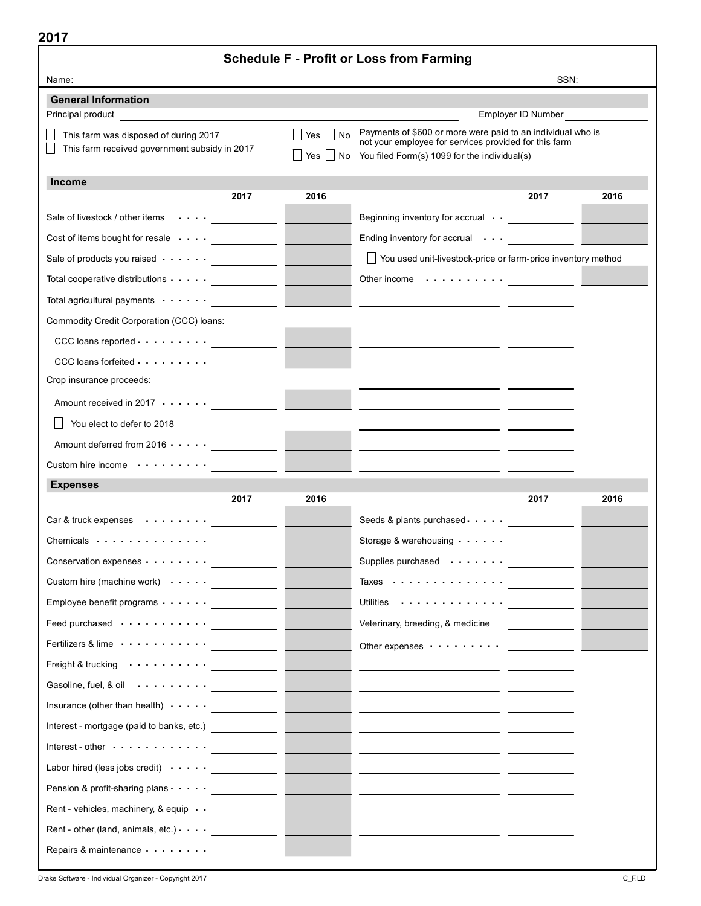**2017**

# Schedule F - Profit or Loss from Farming

Name: SSN:

## General Information

Principal product ______________________ Employer ID Number ____________

☐ This farm was disposed of during 2017

☐ This farm received government subsidy in 2017

☐ Yes ☐ No Payments of $600 or more were paid to an individual who is not your employee for services provided for this farm

☐ Yes ☐ No You filed Form(s) 1099 for the individual(s)

## Income

| | 2017 | 2016 |
|---|---|---|
| Sale of livestock / other items | | |
| Cost of items bought for resale | | |
| Sale of products you raised | | |
| Total cooperative distributions | | |
| Total agricultural payments | | |
| Commodity Credit Corporation (CCC) loans: | | |
| CCC loans reported | | |
| CCC loans forfeited | | |
| Crop insurance proceeds: | | |
| Amount received in 2017 | | |
| ☐ You elect to defer to 2018 | | |
| Amount deferred from 2016 | | |
| Custom hire income | | |

| | 2017 | 2016 |
|---|---|---|
| Beginning inventory for accrual | | |
| Ending inventory for accrual | | |
| ☐ You used unit-livestock-price or farm-price inventory method | | |
| Other income | | |
| | | |
| | | |
| | | |
| | | |
| | | |
| | | |
| | | |
| | | |

## Expenses

| | 2017 | 2016 |
|---|---|---|
| Car & truck expenses | | |
| Chemicals | | |
| Conservation expenses | | |
| Custom hire (machine work) | | |
| Employee benefit programs | | |
| Feed purchased | | |
| Fertilizers & lime | | |
| Freight & trucking | | |
| Gasoline, fuel, & oil | | |
| Insurance (other than health) | | |
| Interest - mortgage (paid to banks, etc.) | | |
| Interest - other | | |
| Labor hired (less jobs credit) | | |
| Pension & profit-sharing plans | | |
| Rent - vehicles, machinery, & equip | | |
| Rent - other (land, animals, etc.) | | |
| Repairs & maintenance | | |

| | 2017 | 2016 |
|---|---|---|
| Seeds & plants purchased | | |
| Storage & warehousing | | |
| Supplies purchased | | |
| Taxes | | |
| Utilities | | |
| Veterinary, breeding, & medicine | | |
| Other expenses | | |
| | | |
| | | |
| | | |
| | | |
| | | |
| | | |
| | | |
| | | |
| | | |
| | | |

Drake Software - Individual Organizer - Copyright 2017 C_F.LD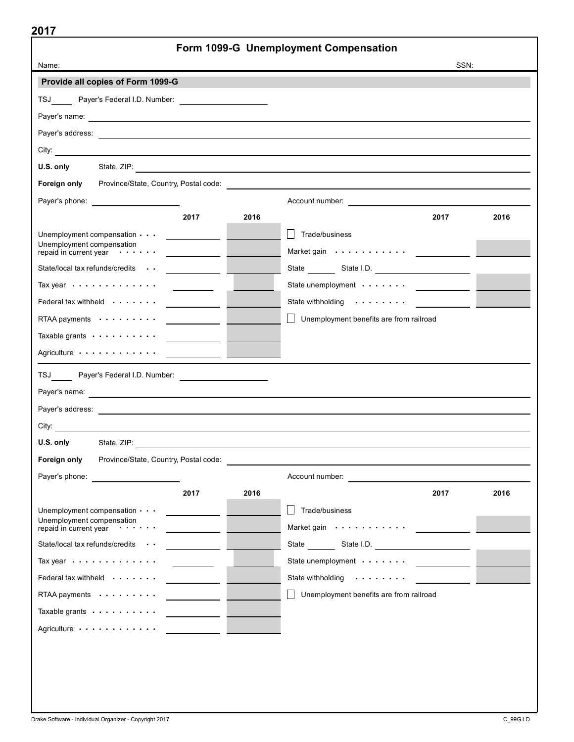**2017**

# Form 1099-G Unemployment Compensation

Name: ______________________________ SSN: ____________

## Provide all copies of Form 1099-G

TSJ _____ Payer's Federal I.D. Number: ____________________

Payer's name: ______________________________

Payer's address: ______________________________

City: ______________________________

**U.S. only** State, ZIP: ______________________________

**Foreign only** Province/State, Country, Postal code: ______________________________

Payer's phone: ____________________ Account number: ______________________________

| | 2017 | 2016 |
|---|---|---|
| Unemployment compensation | | |
| Unemployment compensation repaid in current year | | |
| State/local tax refunds/credits | | |
| Tax year | | |
| Federal tax withheld | | |
| RTAA payments | | |
| Taxable grants | | |
| Agriculture | | |

| | 2017 | 2016 |
|---|---|---|
| ☐ Trade/business | | |
| Market gain | | |
| State ______ State I.D. ____________ | | |
| State unemployment | | |
| State withholding | | |
| ☐ Unemployment benefits are from railroad | | |

TSJ _____ Payer's Federal I.D. Number: ____________________

Payer's name: ______________________________

Payer's address: ______________________________

City: ______________________________

**U.S. only** State, ZIP: ______________________________

**Foreign only** Province/State, Country, Postal code: ______________________________

Payer's phone: ____________________ Account number: ______________________________

| | 2017 | 2016 |
|---|---|---|
| Unemployment compensation | | |
| Unemployment compensation repaid in current year | | |
| State/local tax refunds/credits | | |
| Tax year | | |
| Federal tax withheld | | |
| RTAA payments | | |
| Taxable grants | | |
| Agriculture | | |

| | 2017 | 2016 |
|---|---|---|
| ☐ Trade/business | | |
| Market gain | | |
| State ______ State I.D. ____________ | | |
| State unemployment | | |
| State withholding | | |
| ☐ Unemployment benefits are from railroad | | |

Drake Software - Individual Organizer - Copyright 2017 C_99G.LD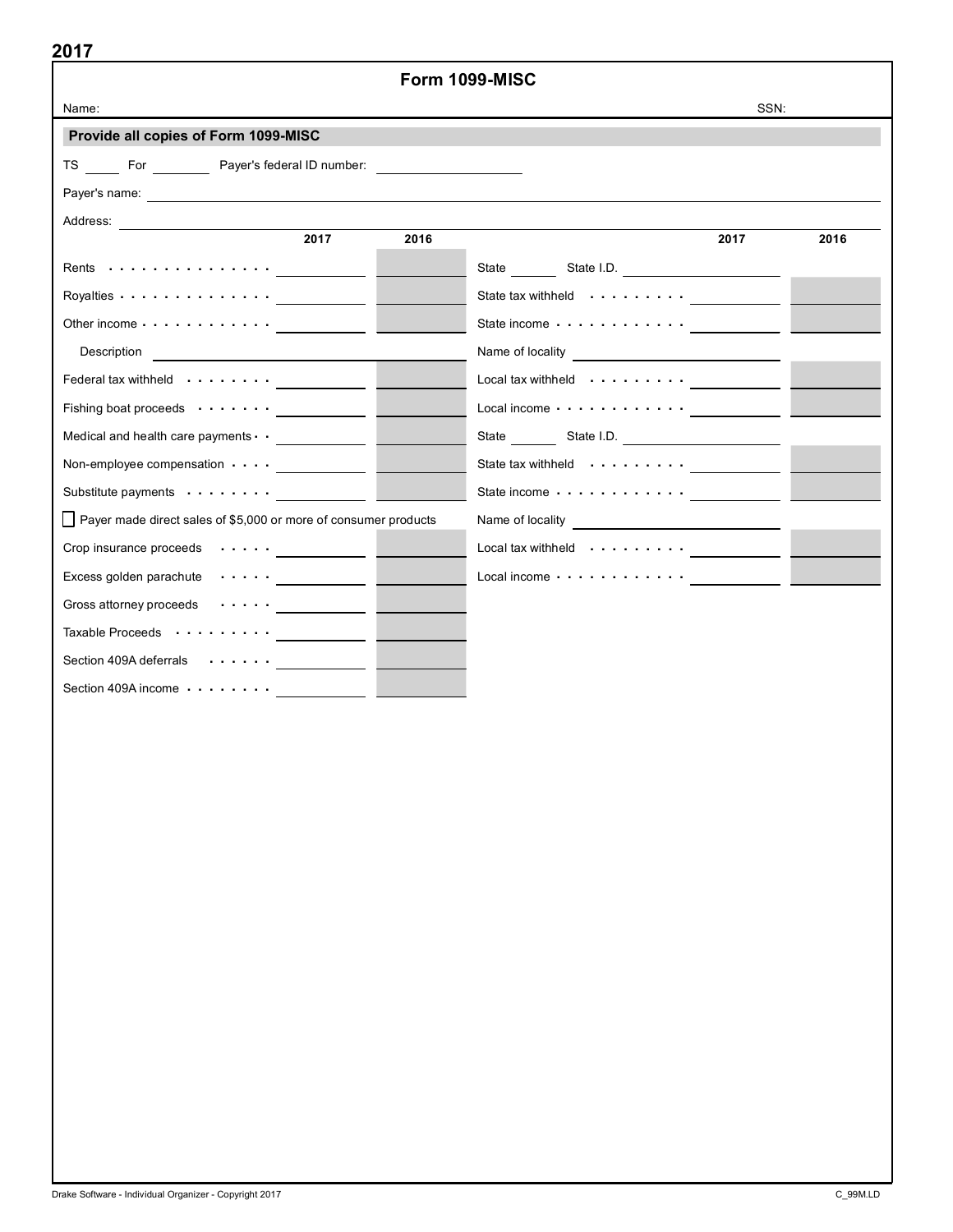2017

# Form 1099-MISC

Name: SSN:

**Provide all copies of Form 1099-MISC**

TS _____ For ________ Payer's federal ID number: ____________________

Payer's name: ____________________

Address: ____________________

| | 2017 | 2016 |
|---|---|---|
| Rents | | |
| Royalties | | |
| Other income | | |
| Description | | |
| Federal tax withheld | | |
| Fishing boat proceeds | | |
| Medical and health care payments | | |
| Non-employee compensation | | |
| Substitute payments | | |
| ☐ Payer made direct sales of $5,000 or more of consumer products | | |
| Crop insurance proceeds | | |
| Excess golden parachute | | |
| Gross attorney proceeds | | |
| Taxable Proceeds | | |
| Section 409A deferrals | | |
| Section 409A income | | |

| | 2017 | 2016 |
|---|---|---|
| State ______ State I.D. | | |
| State tax withheld | | |
| State income | | |
| Name of locality | | |
| Local tax withheld | | |
| Local income | | |
| State ______ State I.D. | | |
| State tax withheld | | |
| State income | | |
| Name of locality | | |
| Local tax withheld | | |
| Local income | | |

Drake Software - Individual Organizer - Copyright 2017 C_99M.LD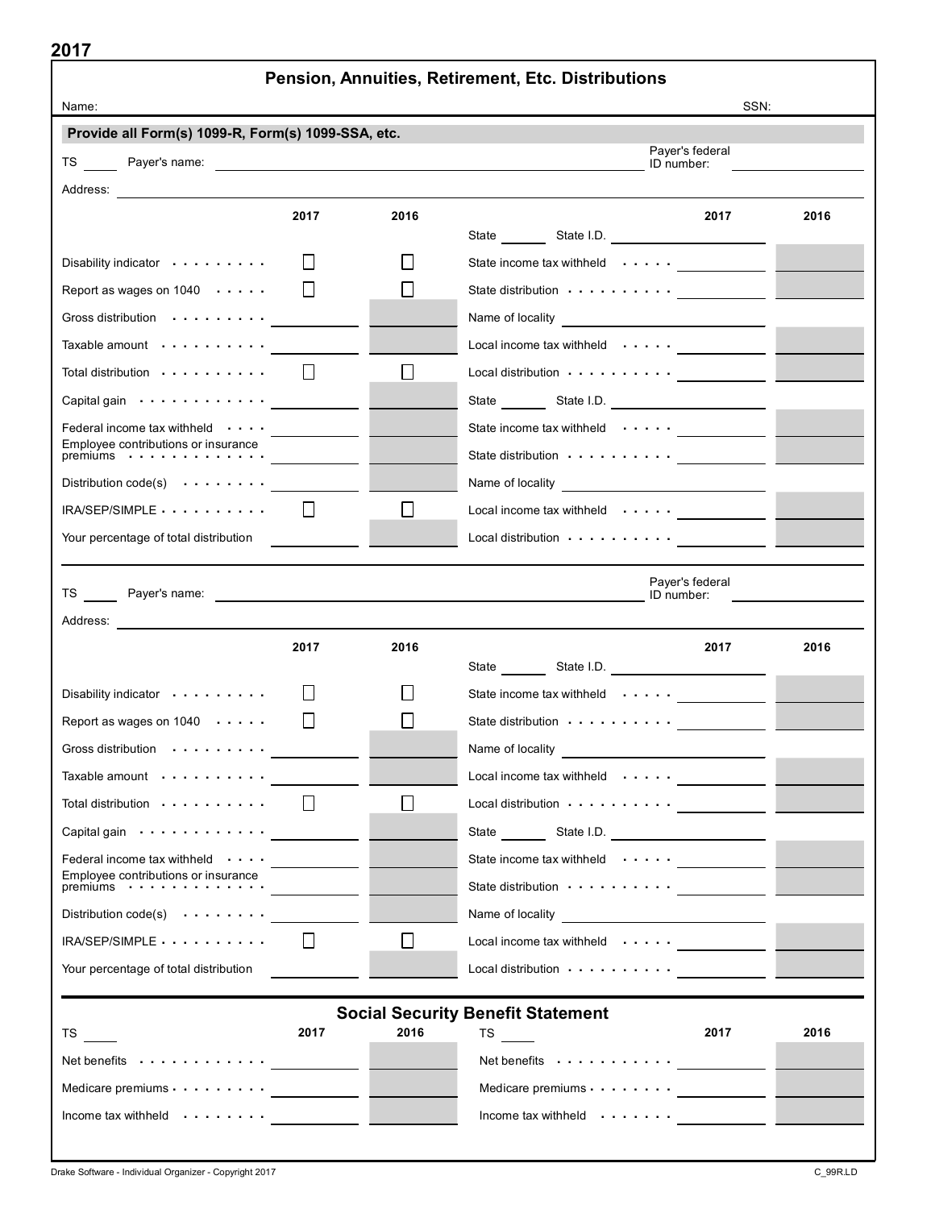# 2017

## Pension, Annuities, Retirement, Etc. Distributions

Name: SSN:

**Provide all Form(s) 1099-R, Form(s) 1099-SSA, etc.**

TS _____ Payer's name: Payer's federal ID number:

Address:

| | 2017 | 2016 | | 2017 | 2016 |
|---|---|---|---|---|---|
| | | | State _____ State I.D. | | |
| Disability indicator | ☐ | ☐ | State income tax withheld | | |
| Report as wages on 1040 | ☐ | ☐ | State distribution | | |
| Gross distribution | | | Name of locality | | |
| Taxable amount | | | Local income tax withheld | | |
| Total distribution | ☐ | ☐ | Local distribution | | |
| Capital gain | | | State _____ State I.D. | | |
| Federal income tax withheld | | | State income tax withheld | | |
| Employee contributions or insurance premiums | | | State distribution | | |
| Distribution code(s) | | | Name of locality | | |
| IRA/SEP/SIMPLE | ☐ | ☐ | Local income tax withheld | | |
| Your percentage of total distribution | | | Local distribution | | |

TS _____ Payer's name: Payer's federal ID number:

Address:

| | 2017 | 2016 | | 2017 | 2016 |
|---|---|---|---|---|---|
| | | | State _____ State I.D. | | |
| Disability indicator | ☐ | ☐ | State income tax withheld | | |
| Report as wages on 1040 | ☐ | ☐ | State distribution | | |
| Gross distribution | | | Name of locality | | |
| Taxable amount | | | Local income tax withheld | | |
| Total distribution | ☐ | ☐ | Local distribution | | |
| Capital gain | | | State _____ State I.D. | | |
| Federal income tax withheld | | | State income tax withheld | | |
| Employee contributions or insurance premiums | | | State distribution | | |
| Distribution code(s) | | | Name of locality | | |
| IRA/SEP/SIMPLE | ☐ | ☐ | Local income tax withheld | | |
| Your percentage of total distribution | | | Local distribution | | |

## Social Security Benefit Statement

| TS _____ | 2017 | 2016 | TS _____ | 2017 | 2016 |
|---|---|---|---|---|---|
| Net benefits | | | Net benefits | | |
| Medicare premiums | | | Medicare premiums | | |
| Income tax withheld | | | Income tax withheld | | |

Drake Software - Individual Organizer - Copyright 2017 C_99R.LD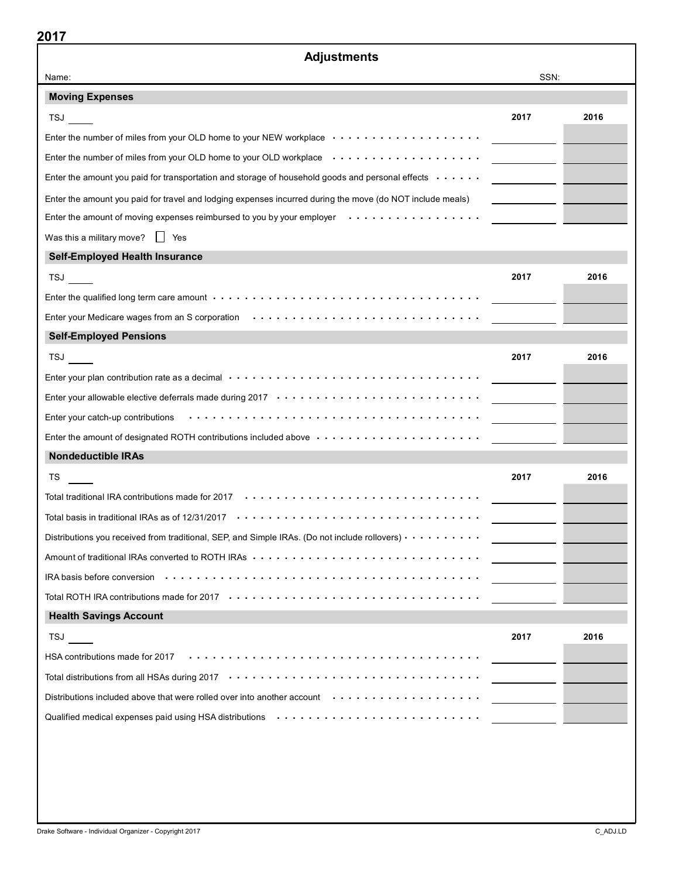2017

# Adjustments

Name: SSN:

## Moving Expenses

TSJ ____

| | 2017 | 2016 |
|---|---|---|
| Enter the number of miles from your OLD home to your NEW workplace | | |
| Enter the number of miles from your OLD home to your OLD workplace | | |
| Enter the amount you paid for transportation and storage of household goods and personal effects | | |
| Enter the amount you paid for travel and lodging expenses incurred during the move (do NOT include meals) | | |
| Enter the amount of moving expenses reimbursed to you by your employer | | |

Was this a military move? ☐ Yes

## Self-Employed Health Insurance

TSJ ____

| | 2017 | 2016 |
|---|---|---|
| Enter the qualified long term care amount | | |
| Enter your Medicare wages from an S corporation | | |

## Self-Employed Pensions

TSJ ____

| | 2017 | 2016 |
|---|---|---|
| Enter your plan contribution rate as a decimal | | |
| Enter your allowable elective deferrals made during 2017 | | |
| Enter your catch-up contributions | | |
| Enter the amount of designated ROTH contributions included above | | |

## Nondeductible IRAs

TS ____

| | 2017 | 2016 |
|---|---|---|
| Total traditional IRA contributions made for 2017 | | |
| Total basis in traditional IRAs as of 12/31/2017 | | |
| Distributions you received from traditional, SEP, and Simple IRAs. (Do not include rollovers) | | |
| Amount of traditional IRAs converted to ROTH IRAs | | |
| IRA basis before conversion | | |
| Total ROTH IRA contributions made for 2017 | | |

## Health Savings Account

TSJ ____

| | 2017 | 2016 |
|---|---|---|
| HSA contributions made for 2017 | | |
| Total distributions from all HSAs during 2017 | | |
| Distributions included above that were rolled over into another account | | |
| Qualified medical expenses paid using HSA distributions | | |

Drake Software - Individual Organizer - Copyright 2017 C_ADJ.LD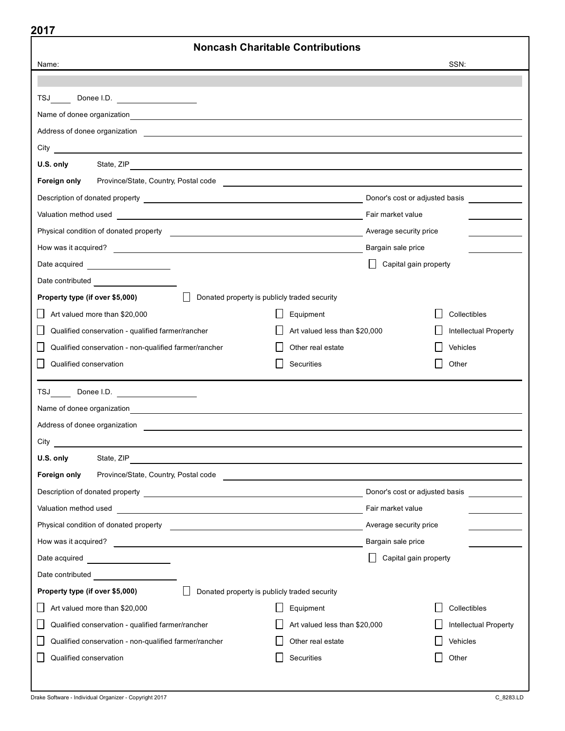2017

# Noncash Charitable Contributions

Name: SSN:

---

TSJ ____ Donee I.D. ____________

Name of donee organization ____________

Address of donee organization ____________

City ____________

**U.S. only** State, ZIP ____________

**Foreign only** Province/State, Country, Postal code ____________

Description of donated property ____________ Donor's cost or adjusted basis ____________

Valuation method used ____________ Fair market value ____________

Physical condition of donated property ____________ Average security price ____________

How was it acquired? ____________ Bargain sale price ____________

Date acquired ____________ ☐ Capital gain property

Date contributed ____________

**Property type (if over $5,000)** ☐ Donated property is publicly traded security

| | | |
|---|---|---|
| ☐ Art valued more than $20,000 | ☐ Equipment | ☐ Collectibles |
| ☐ Qualified conservation - qualified farmer/rancher | ☐ Art valued less than $20,000 | ☐ Intellectual Property |
| ☐ Qualified conservation - non-qualified farmer/rancher | ☐ Other real estate | ☐ Vehicles |
| ☐ Qualified conservation | ☐ Securities | ☐ Other |

---

TSJ ____ Donee I.D. ____________

Name of donee organization ____________

Address of donee organization ____________

City ____________

**U.S. only** State, ZIP ____________

**Foreign only** Province/State, Country, Postal code ____________

Description of donated property ____________ Donor's cost or adjusted basis ____________

Valuation method used ____________ Fair market value ____________

Physical condition of donated property ____________ Average security price ____________

How was it acquired? ____________ Bargain sale price ____________

Date acquired ____________ ☐ Capital gain property

Date contributed ____________

**Property type (if over $5,000)** ☐ Donated property is publicly traded security

| | | |
|---|---|---|
| ☐ Art valued more than $20,000 | ☐ Equipment | ☐ Collectibles |
| ☐ Qualified conservation - qualified farmer/rancher | ☐ Art valued less than $20,000 | ☐ Intellectual Property |
| ☐ Qualified conservation - non-qualified farmer/rancher | ☐ Other real estate | ☐ Vehicles |
| ☐ Qualified conservation | ☐ Securities | ☐ Other |

Drake Software - Individual Organizer - Copyright 2017 C_8283.LD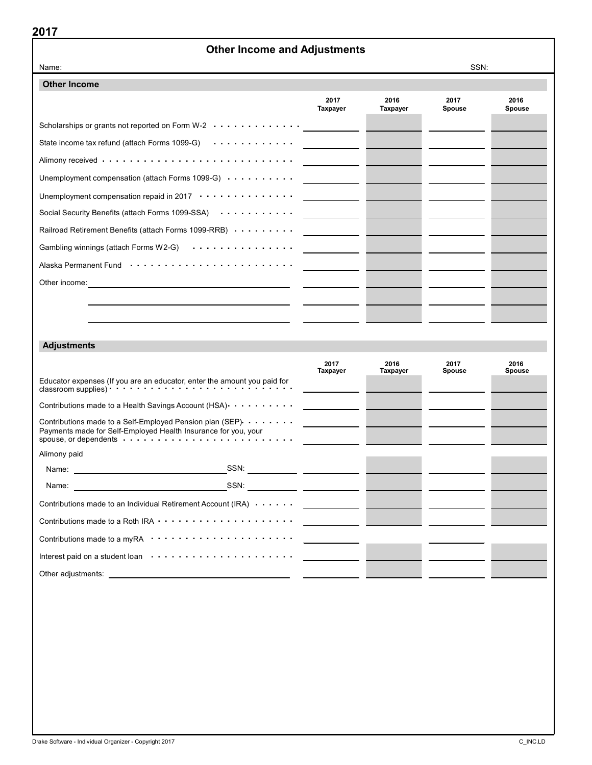2017

# Other Income and Adjustments

Name: SSN:

## Other Income

| | 2017 Taxpayer | 2016 Taxpayer | 2017 Spouse | 2016 Spouse |
|---|---|---|---|---|
| Scholarships or grants not reported on Form W-2 | | | | |
| State income tax refund (attach Forms 1099-G) | | | | |
| Alimony received | | | | |
| Unemployment compensation (attach Forms 1099-G) | | | | |
| Unemployment compensation repaid in 2017 | | | | |
| Social Security Benefits (attach Forms 1099-SSA) | | | | |
| Railroad Retirement Benefits (attach Forms 1099-RRB) | | | | |
| Gambling winnings (attach Forms W2-G) | | | | |
| Alaska Permanent Fund | | | | |
| Other income: | | | | |
| | | | | |
| | | | | |

## Adjustments

| | 2017 Taxpayer | 2016 Taxpayer | 2017 Spouse | 2016 Spouse |
|---|---|---|---|---|
| Educator expenses (If you are an educator, enter the amount you paid for classroom supplies) | | | | |
| Contributions made to a Health Savings Account (HSA) | | | | |
| Contributions made to a Self-Employed Pension plan (SEP) | | | | |
| Payments made for Self-Employed Health Insurance for you, your spouse, or dependents | | | | |
| Alimony paid | | | | |
| Name: SSN: | | | | |
| Name: SSN: | | | | |
| Contributions made to an Individual Retirement Account (IRA) | | | | |
| Contributions made to a Roth IRA | | | | |
| Contributions made to a myRA | | | | |
| Interest paid on a student loan | | | | |
| Other adjustments: | | | | |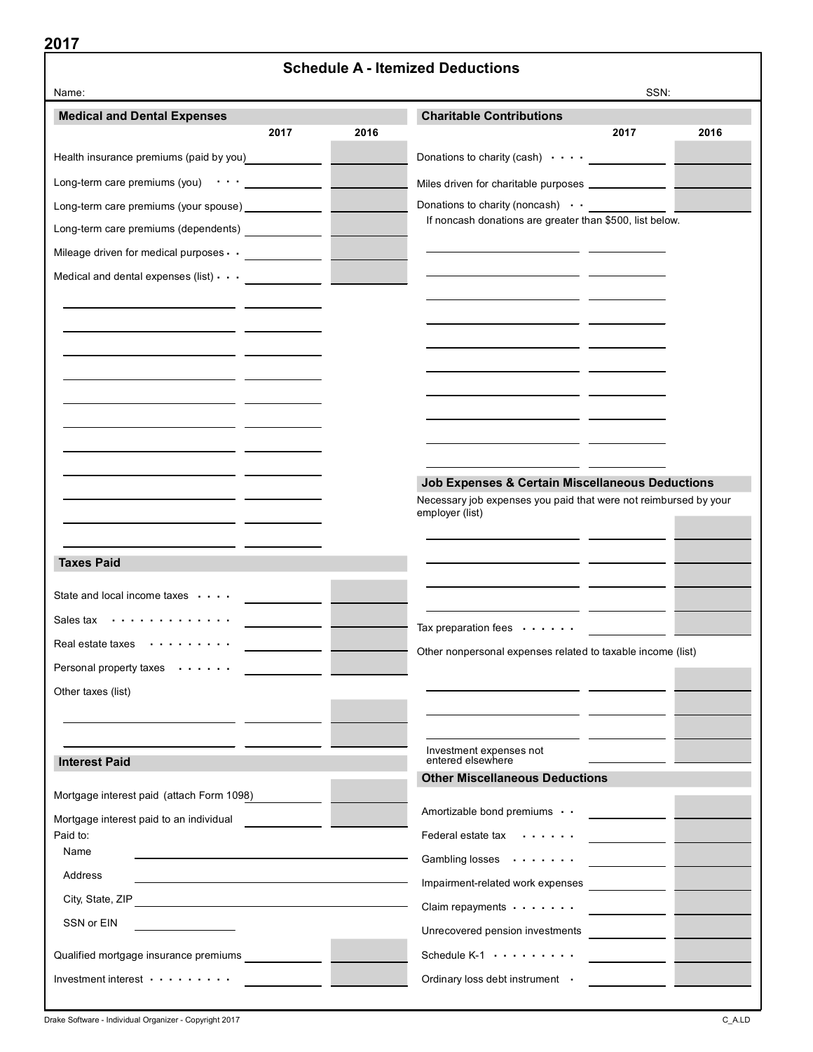2017

# Schedule A - Itemized Deductions

Name: SSN:

## Medical and Dental Expenses

| | 2017 | 2016 |
|---|---|---|
| Health insurance premiums (paid by you) | | |
| Long-term care premiums (you) | | |
| Long-term care premiums (your spouse) | | |
| Long-term care premiums (dependents) | | |
| Mileage driven for medical purposes | | |
| Medical and dental expenses (list) | | |
| | | |
| | | |
| | | |
| | | |
| | | |
| | | |
| | | |
| | | |
| | | |
| | | |
| | | |

## Taxes Paid

| | 2017 | 2016 |
|---|---|---|
| State and local income taxes | | |
| Sales tax | | |
| Real estate taxes | | |
| Personal property taxes | | |
| Other taxes (list) | | |
| | | |
| | | |

## Interest Paid

| | 2017 | 2016 |
|---|---|---|
| Mortgage interest paid (attach Form 1098) | | |
| Mortgage interest paid to an individual | | |

Paid to:

Name

Address

City, State, ZIP

SSN or EIN

| | 2017 | 2016 |
|---|---|---|
| Qualified mortgage insurance premiums | | |
| Investment interest | | |

## Charitable Contributions

| | 2017 | 2016 |
|---|---|---|
| Donations to charity (cash) | | |
| Miles driven for charitable purposes | | |
| Donations to charity (noncash) | | |

If noncash donations are greater than $500, list below.

| | |
|---|---|
| | |
| | |
| | |
| | |
| | |
| | |
| | |
| | |
| | |

## Job Expenses & Certain Miscellaneous Deductions

Necessary job expenses you paid that were not reimbursed by your employer (list)

| | 2017 | 2016 |
|---|---|---|
| | | |
| | | |
| | | |
| | | |
| Tax preparation fees | | |

Other nonpersonal expenses related to taxable income (list)

| | 2017 | 2016 |
|---|---|---|
| | | |
| | | |
| | | |
| Investment expenses not entered elsewhere | | |

## Other Miscellaneous Deductions

| | 2017 | 2016 |
|---|---|---|
| Amortizable bond premiums | | |
| Federal estate tax | | |
| Gambling losses | | |
| Impairment-related work expenses | | |
| Claim repayments | | |
| Unrecovered pension investments | | |
| Schedule K-1 | | |
| Ordinary loss debt instrument | | |

Drake Software - Individual Organizer - Copyright 2017 C_A.LD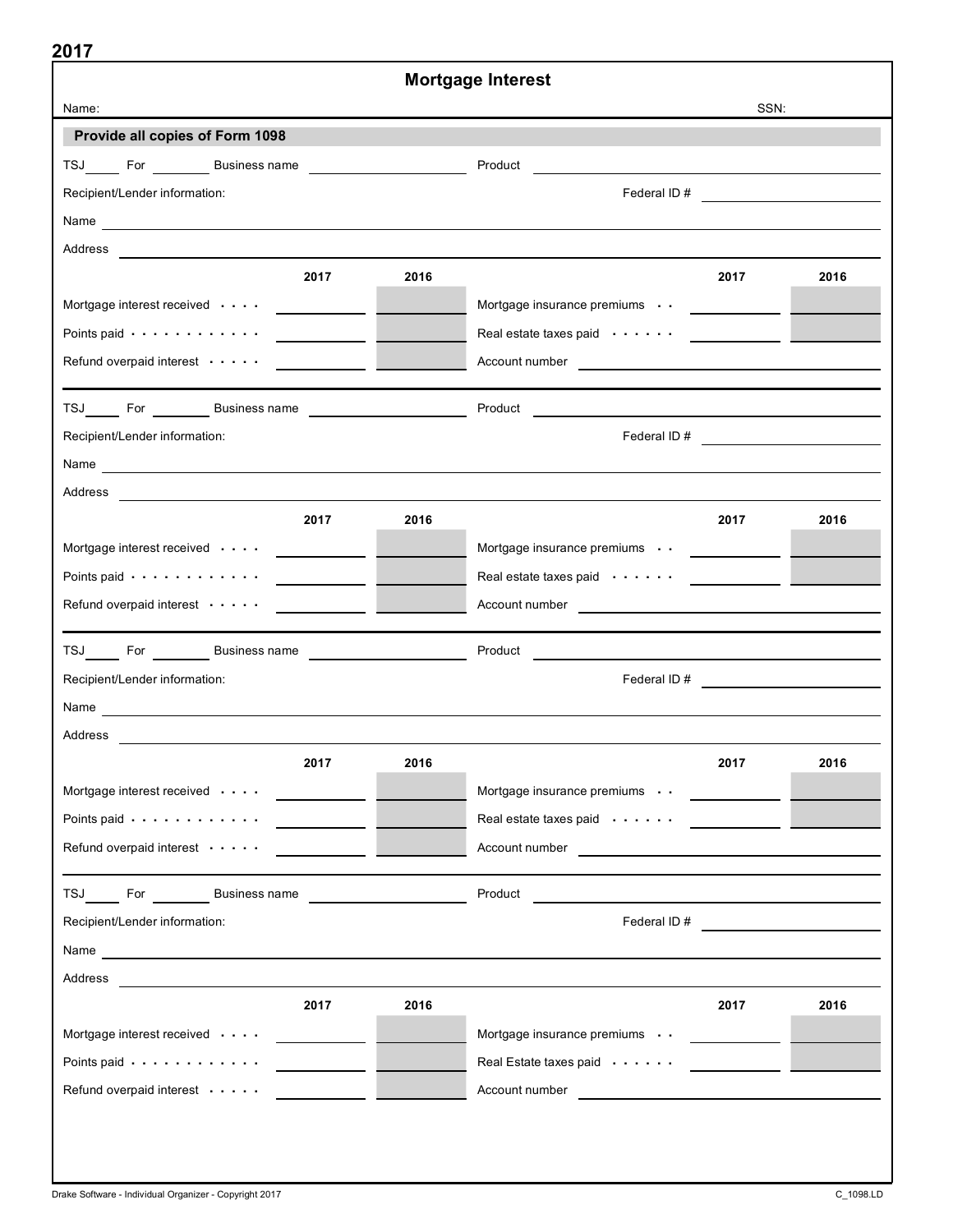2017

# Mortgage Interest

Name: SSN:

**Provide all copies of Form 1098**

TSJ\_\_\_\_ For \_\_\_\_\_\_ Business name \_\_\_\_\_\_\_\_\_\_\_\_ Product \_\_\_\_\_\_\_\_\_\_\_\_

Recipient/Lender information: Federal ID # \_\_\_\_\_\_\_\_\_\_\_\_

Name \_\_\_\_\_\_\_\_\_\_\_\_

Address \_\_\_\_\_\_\_\_\_\_\_\_

| | 2017 | 2016 | | 2017 | 2016 |
|---|---|---|---|---|---|
| Mortgage interest received | | | Mortgage insurance premiums | | |
| Points paid | | | Real estate taxes paid | | |
| Refund overpaid interest | | | Account number | | |

TSJ\_\_\_\_ For \_\_\_\_\_\_ Business name \_\_\_\_\_\_\_\_\_\_\_\_ Product \_\_\_\_\_\_\_\_\_\_\_\_

Recipient/Lender information: Federal ID # \_\_\_\_\_\_\_\_\_\_\_\_

Name \_\_\_\_\_\_\_\_\_\_\_\_

Address \_\_\_\_\_\_\_\_\_\_\_\_

| | 2017 | 2016 | | 2017 | 2016 |
|---|---|---|---|---|---|
| Mortgage interest received | | | Mortgage insurance premiums | | |
| Points paid | | | Real estate taxes paid | | |
| Refund overpaid interest | | | Account number | | |

TSJ\_\_\_\_ For \_\_\_\_\_\_ Business name \_\_\_\_\_\_\_\_\_\_\_\_ Product \_\_\_\_\_\_\_\_\_\_\_\_

Recipient/Lender information: Federal ID # \_\_\_\_\_\_\_\_\_\_\_\_

Name \_\_\_\_\_\_\_\_\_\_\_\_

Address \_\_\_\_\_\_\_\_\_\_\_\_

| | 2017 | 2016 | | 2017 | 2016 |
|---|---|---|---|---|---|
| Mortgage interest received | | | Mortgage insurance premiums | | |
| Points paid | | | Real estate taxes paid | | |
| Refund overpaid interest | | | Account number | | |

TSJ\_\_\_\_ For \_\_\_\_\_\_ Business name \_\_\_\_\_\_\_\_\_\_\_\_ Product \_\_\_\_\_\_\_\_\_\_\_\_

Recipient/Lender information: Federal ID # \_\_\_\_\_\_\_\_\_\_\_\_

Name \_\_\_\_\_\_\_\_\_\_\_\_

Address \_\_\_\_\_\_\_\_\_\_\_\_

| | 2017 | 2016 | | 2017 | 2016 |
|---|---|---|---|---|---|
| Mortgage interest received | | | Mortgage insurance premiums | | |
| Points paid | | | Real Estate taxes paid | | |
| Refund overpaid interest | | | Account number | | |

Drake Software - Individual Organizer - Copyright 2017 C_1098.LD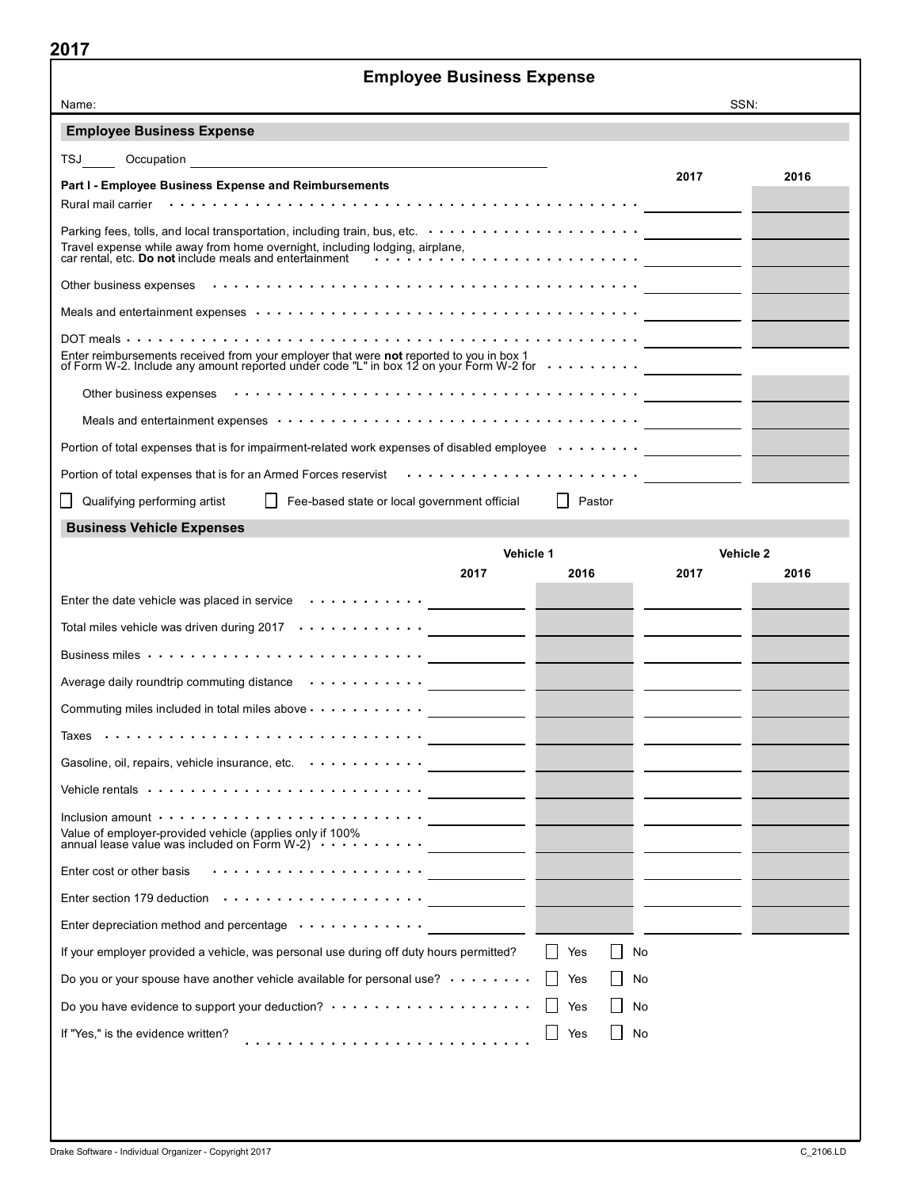2017

# Employee Business Expense

Name: SSN:

## Employee Business Expense

TSJ_____ Occupation ______________________

### Part I - Employee Business Expense and Reimbursements

| | 2017 | 2016 |
|---|---|---|
| Rural mail carrier | | |
| Parking fees, tolls, and local transportation, including train, bus, etc. | | |
| Travel expense while away from home overnight, including lodging, airplane, car rental, etc. **Do not** include meals and entertainment | | |
| Other business expenses | | |
| Meals and entertainment expenses | | |
| DOT meals | | |
| Enter reimbursements received from your employer that were **not** reported to you in box 1 of Form W-2. Include any amount reported under code "L" in box 12 on your Form W-2 for | | |
| Other business expenses | | |
| Meals and entertainment expenses | | |
| Portion of total expenses that is for impairment-related work expenses of disabled employee | | |
| Portion of total expenses that is for an Armed Forces reservist | | |

☐ Qualifying performing artist ☐ Fee-based state or local government official ☐ Pastor

## Business Vehicle Expenses

| | Vehicle 1 | | Vehicle 2 | |
|---|---|---|---|---|
| | 2017 | 2016 | 2017 | 2016 |
| Enter the date vehicle was placed in service | | | | |
| Total miles vehicle was driven during 2017 | | | | |
| Business miles | | | | |
| Average daily roundtrip commuting distance | | | | |
| Commuting miles included in total miles above | | | | |
| Taxes | | | | |
| Gasoline, oil, repairs, vehicle insurance, etc. | | | | |
| Vehicle rentals | | | | |
| Inclusion amount | | | | |
| Value of employer-provided vehicle (applies only if 100% annual lease value was included on Form W-2) | | | | |
| Enter cost or other basis | | | | |
| Enter section 179 deduction | | | | |
| Enter depreciation method and percentage | | | | |

If your employer provided a vehicle, was personal use during off duty hours permitted? ☐ Yes ☐ No

Do you or your spouse have another vehicle available for personal use? ☐ Yes ☐ No

Do you have evidence to support your deduction? ☐ Yes ☐ No

If "Yes," is the evidence written? ☐ Yes ☐ No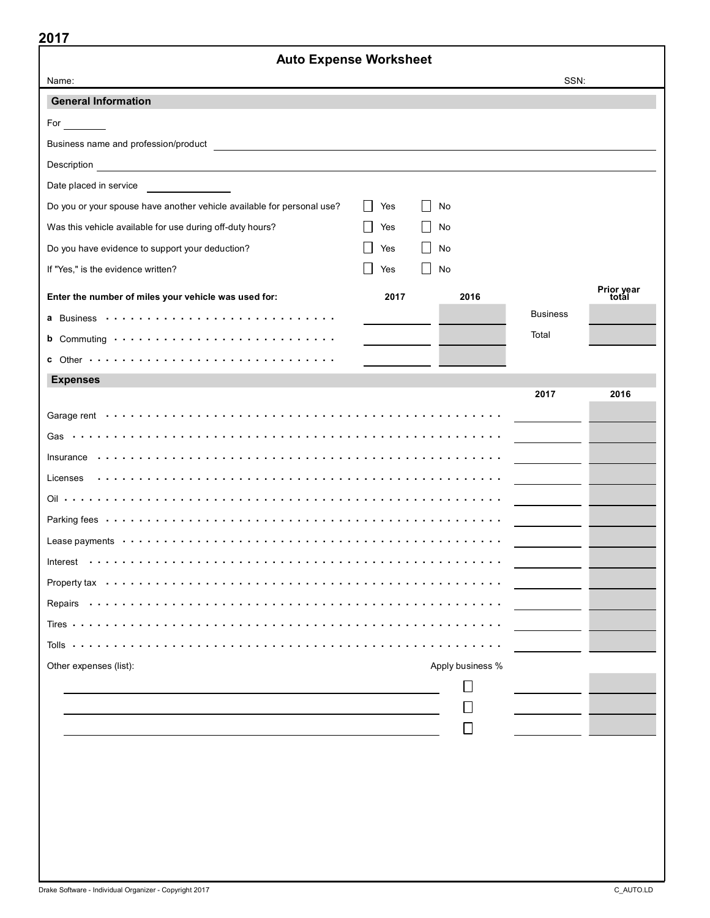2017

# Auto Expense Worksheet

Name: SSN:

## General Information

For ________

Business name and profession/product ____________________

Description ____________________

Date placed in service ____________

| | | |
|---|---|---|
| Do you or your spouse have another vehicle available for personal use? | ☐ Yes | ☐ No |
| Was this vehicle available for use during off-duty hours? | ☐ Yes | ☐ No |
| Do you have evidence to support your deduction? | ☐ Yes | ☐ No |
| If "Yes," is the evidence written? | ☐ Yes | ☐ No |

| Enter the number of miles your vehicle was used for: | 2017 | 2016 | | Prior year total |
|---|---|---|---|---|
| **a** Business | | | Business | |
| **b** Commuting | | | Total | |
| **c** Other | | | | |

## Expenses

| | | 2017 | 2016 |
|---|---|---|---|
| Garage rent | | | |
| Gas | | | |
| Insurance | | | |
| Licenses | | | |
| Oil | | | |
| Parking fees | | | |
| Lease payments | | | |
| Interest | | | |
| Property tax | | | |
| Repairs | | | |
| Tires | | | |
| Tolls | | | |
| Other expenses (list): | Apply business % | | |
| | ☐ | | |
| | ☐ | | |
| | ☐ | | |

Drake Software - Individual Organizer - Copyright 2017 C_AUTO.LD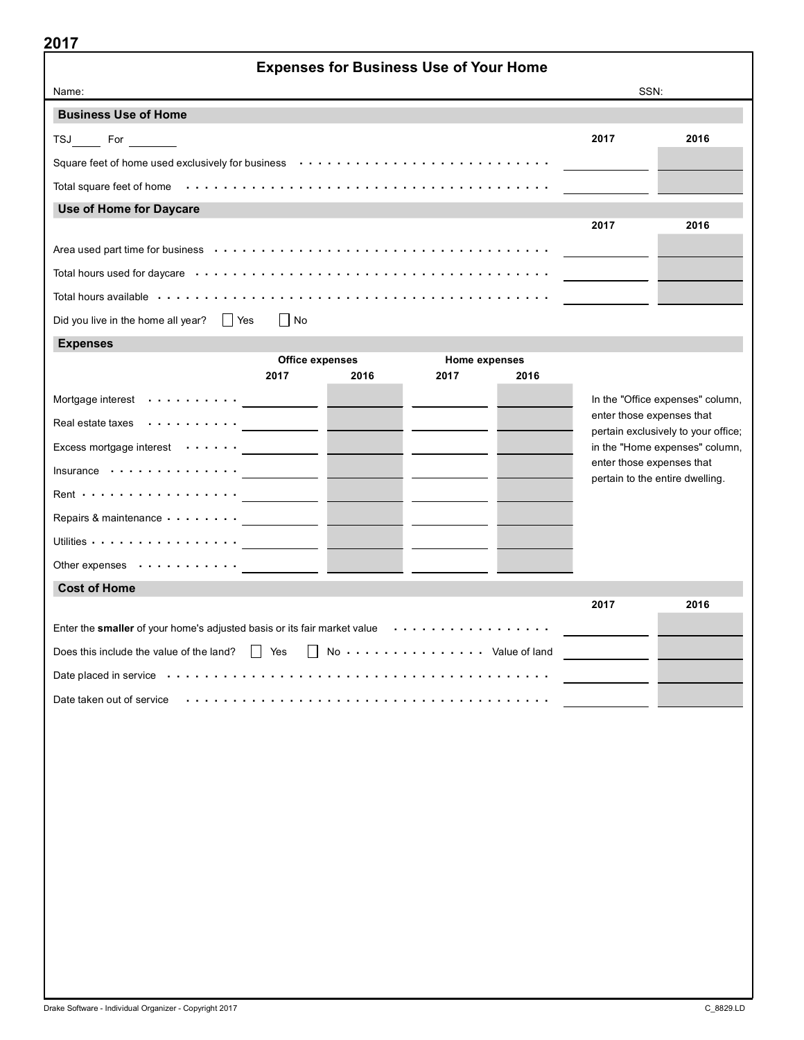**2017**

# Expenses for Business Use of Your Home

Name: SSN:

## Business Use of Home

TSJ _____ For ________

| | 2017 | 2016 |
|---|---|---|
| Square feet of home used exclusively for business | | |
| Total square feet of home | | |

## Use of Home for Daycare

| | 2017 | 2016 |
|---|---|---|
| Area used part time for business | | |
| Total hours used for daycare | | |
| Total hours available | | |

Did you live in the home all year? ☐ Yes ☐ No

## Expenses

| | Office expenses | | Home expenses | |
|---|---|---|---|---|
| | 2017 | 2016 | 2017 | 2016 |
| Mortgage interest | | | | |
| Real estate taxes | | | | |
| Excess mortgage interest | | | | |
| Insurance | | | | |
| Rent | | | | |
| Repairs & maintenance | | | | |
| Utilities | | | | |
| Other expenses | | | | |

In the "Office expenses" column, enter those expenses that pertain exclusively to your office; in the "Home expenses" column, enter those expenses that pertain to the entire dwelling.

## Cost of Home

| | 2017 | 2016 |
|---|---|---|
| Enter the **smaller** of your home's adjusted basis or its fair market value | | |
| Does this include the value of the land? ☐ Yes ☐ No ... Value of land | | |
| Date placed in service | | |
| Date taken out of service | | |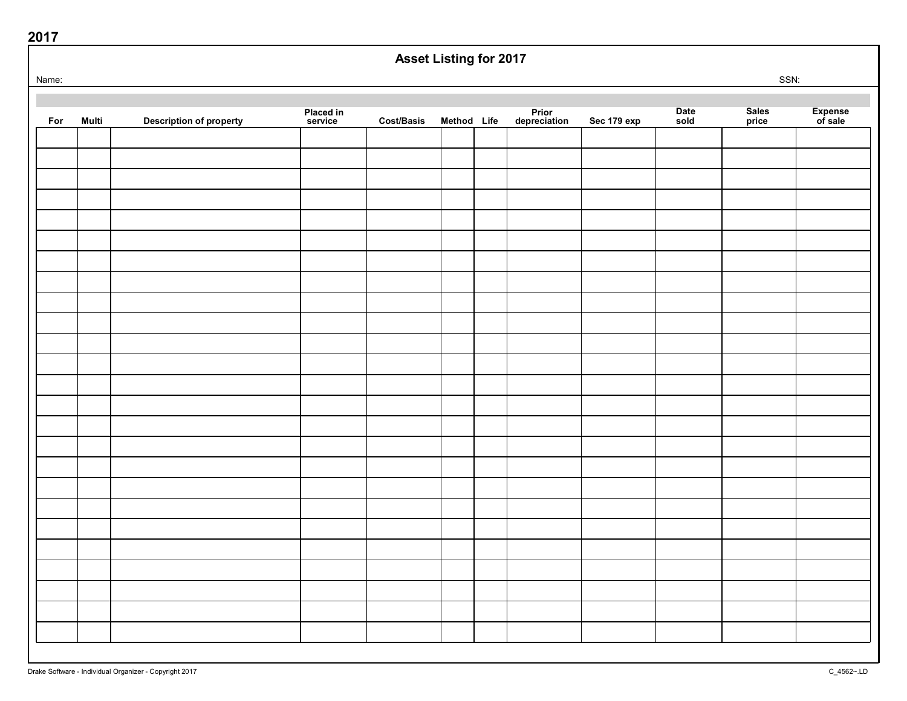2017

# Asset Listing for 2017

Name: SSN:

| For | Multi | Description of property | Placed in service | Cost/Basis | Method | Life | Prior depreciation | Sec 179 exp | Date sold | Sales price | Expense of sale |
|---|---|---|---|---|---|---|---|---|---|---|---|
| | | | | | | | | | | | |
| | | | | | | | | | | | |
| | | | | | | | | | | | |
| | | | | | | | | | | | |
| | | | | | | | | | | | |
| | | | | | | | | | | | |
| | | | | | | | | | | | |
| | | | | | | | | | | | |
| | | | | | | | | | | | |
| | | | | | | | | | | | |
| | | | | | | | | | | | |
| | | | | | | | | | | | |
| | | | | | | | | | | | |
| | | | | | | | | | | | |
| | | | | | | | | | | | |
| | | | | | | | | | | | |
| | | | | | | | | | | | |
| | | | | | | | | | | | |
| | | | | | | | | | | | |
| | | | | | | | | | | | |
| | | | | | | | | | | | |
| | | | | | | | | | | | |
| | | | | | | | | | | | |
| | | | | | | | | | | | |
| | | | | | | | | | | | |

Drake Software - Individual Organizer - Copyright 2017 C_4562~.LD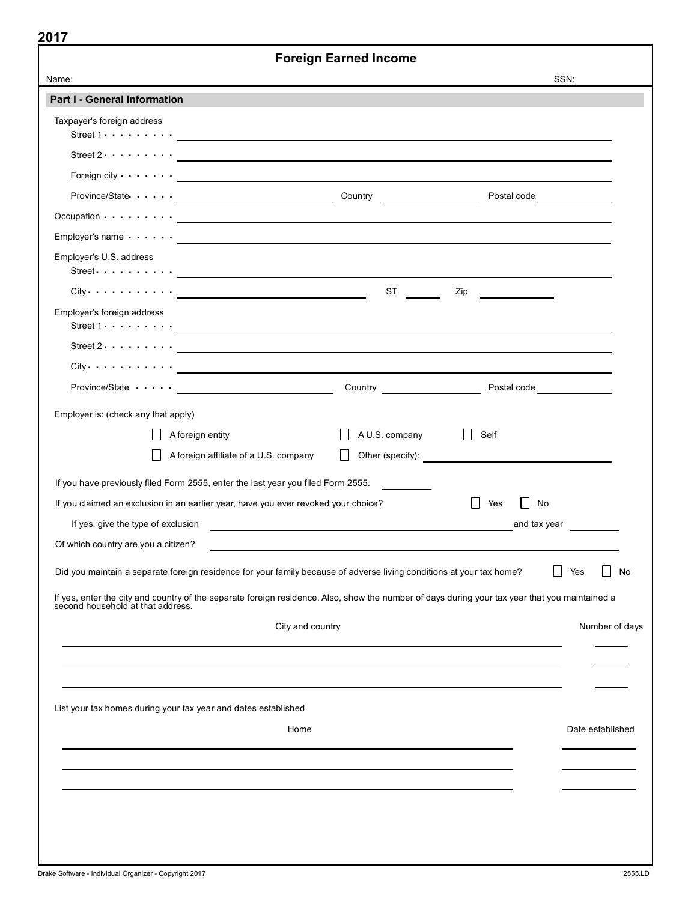2017

# Foreign Earned Income

Name: SSN:

## Part I - General Information

Taxpayer's foreign address

Street 1 . . . . . . . . . ______________________________

Street 2 . . . . . . . . . ______________________________

Foreign city . . . . . . . ______________________________

Province/State . . . . . ______________ Country ______________ Postal code ______________

Occupation . . . . . . . . . ______________________________

Employer's name . . . . . . ______________________________

Employer's U.S. address

Street . . . . . . . . . . ______________________________

City . . . . . . . . . . . ______________ ST ______ Zip ______________

Employer's foreign address

Street 1 . . . . . . . . . ______________________________

Street 2 . . . . . . . . . ______________________________

City . . . . . . . . . . . ______________________________

Province/State . . . . . ______________ Country ______________ Postal code ______________

Employer is: (check any that apply)

☐ A foreign entity ☐ A U.S. company ☐ Self

☐ A foreign affiliate of a U.S. company ☐ Other (specify): ______________

If you have previously filed Form 2555, enter the last year you filed Form 2555. ______________

If you claimed an exclusion in an earlier year, have you ever revoked your choice? ☐ Yes ☐ No

If yes, give the type of exclusion ______________ and tax year ______________

Of which country are you a citizen? ______________

Did you maintain a separate foreign residence for your family because of adverse living conditions at your tax home? ☐ Yes ☐ No

If yes, enter the city and country of the separate foreign residence. Also, show the number of days during your tax year that you maintained a second household at that address.

| City and country | Number of days |
|---|---|
| | |
| | |
| | |

List your tax homes during your tax year and dates established

| Home | Date established |
|---|---|
| | |
| | |
| | |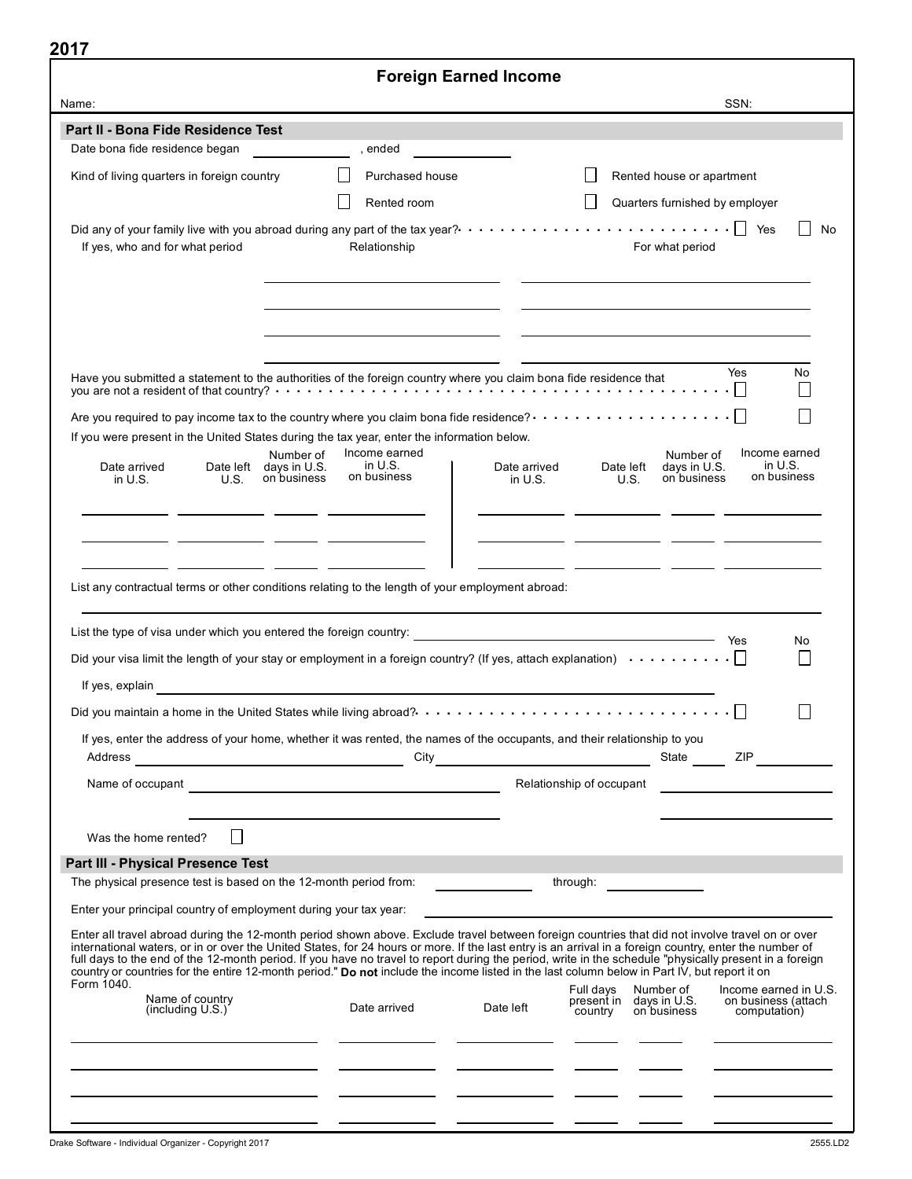**2017**

# Foreign Earned Income

Name: SSN:

## Part II - Bona Fide Residence Test

Date bona fide residence began \_\_\_\_\_\_\_\_\_\_, ended \_\_\_\_\_\_\_\_\_\_

Kind of living quarters in foreign country

- ☐ Purchased house
- ☐ Rented house or apartment
- ☐ Rented room
- ☐ Quarters furnished by employer

Did any of your family live with you abroad during any part of the tax year? . . . . . ☐ Yes ☐ No

If yes, who and for what period

| Relationship | For what period |
|---|---|
| | |
| | |
| | |

| | Yes | No |
|---|---|---|
| Have you submitted a statement to the authorities of the foreign country where you claim bona fide residence that you are not a resident of that country? | ☐ | ☐ |
| Are you required to pay income tax to the country where you claim bona fide residence? | ☐ | ☐ |

If you were present in the United States during the tax year, enter the information below.

| Date arrived in U.S. | Date left U.S. | Number of days in U.S. on business | Income earned in U.S. on business | Date arrived in U.S. | Date left U.S. | Number of days in U.S. on business | Income earned in U.S. on business |
|---|---|---|---|---|---|---|---|
| | | | | | | | |
| | | | | | | | |
| | | | | | | | |

List any contractual terms or other conditions relating to the length of your employment abroad:

\_\_\_\_\_\_\_\_\_\_\_\_\_\_\_\_\_\_\_\_\_\_\_\_\_\_\_\_\_\_\_\_\_\_\_\_\_\_\_\_

List the type of visa under which you entered the foreign country: \_\_\_\_\_\_\_\_\_\_\_\_\_\_\_\_\_\_\_\_

| | Yes | No |
|---|---|---|
| Did your visa limit the length of your stay or employment in a foreign country? (If yes, attach explanation) | ☐ | ☐ |

If yes, explain \_\_\_\_\_\_\_\_\_\_\_\_\_\_\_\_\_\_\_\_\_\_\_\_\_\_\_\_\_\_\_\_\_\_\_\_\_\_\_\_

| | Yes | No |
|---|---|---|
| Did you maintain a home in the United States while living abroad? | ☐ | ☐ |

If yes, enter the address of your home, whether it was rented, the names of the occupants, and their relationship to you

Address \_\_\_\_\_\_\_\_\_\_\_\_\_\_\_\_\_\_\_\_ City \_\_\_\_\_\_\_\_\_\_\_\_\_\_\_\_ State \_\_\_\_\_ ZIP \_\_\_\_\_\_\_\_

| Name of occupant | Relationship of occupant |
|---|---|
| | |
| | |

Was the home rented? ☐

## Part III - Physical Presence Test

The physical presence test is based on the 12-month period from: \_\_\_\_\_\_\_\_\_\_ through: \_\_\_\_\_\_\_\_\_\_

Enter your principal country of employment during your tax year: \_\_\_\_\_\_\_\_\_\_\_\_\_\_\_\_\_\_\_\_

Enter all travel abroad during the 12-month period shown above. Exclude travel between foreign countries that did not involve travel on or over international waters, or in or over the United States, for 24 hours or more. If the last entry is an arrival in a foreign country, enter the number of full days to the end of the 12-month period. If you have no travel to report during the period, write in the schedule "physically present in a foreign country or countries for the entire 12-month period." **Do not** include the income listed in the last column below in Part IV, but report it on Form 1040.

| Name of country (including U.S.) | Date arrived | Date left | Full days present in country | Number of days in U.S. on business | Income earned in U.S. on business (attach computation) |
|---|---|---|---|---|---|
| | | | | | |
| | | | | | |
| | | | | | |
| | | | | | |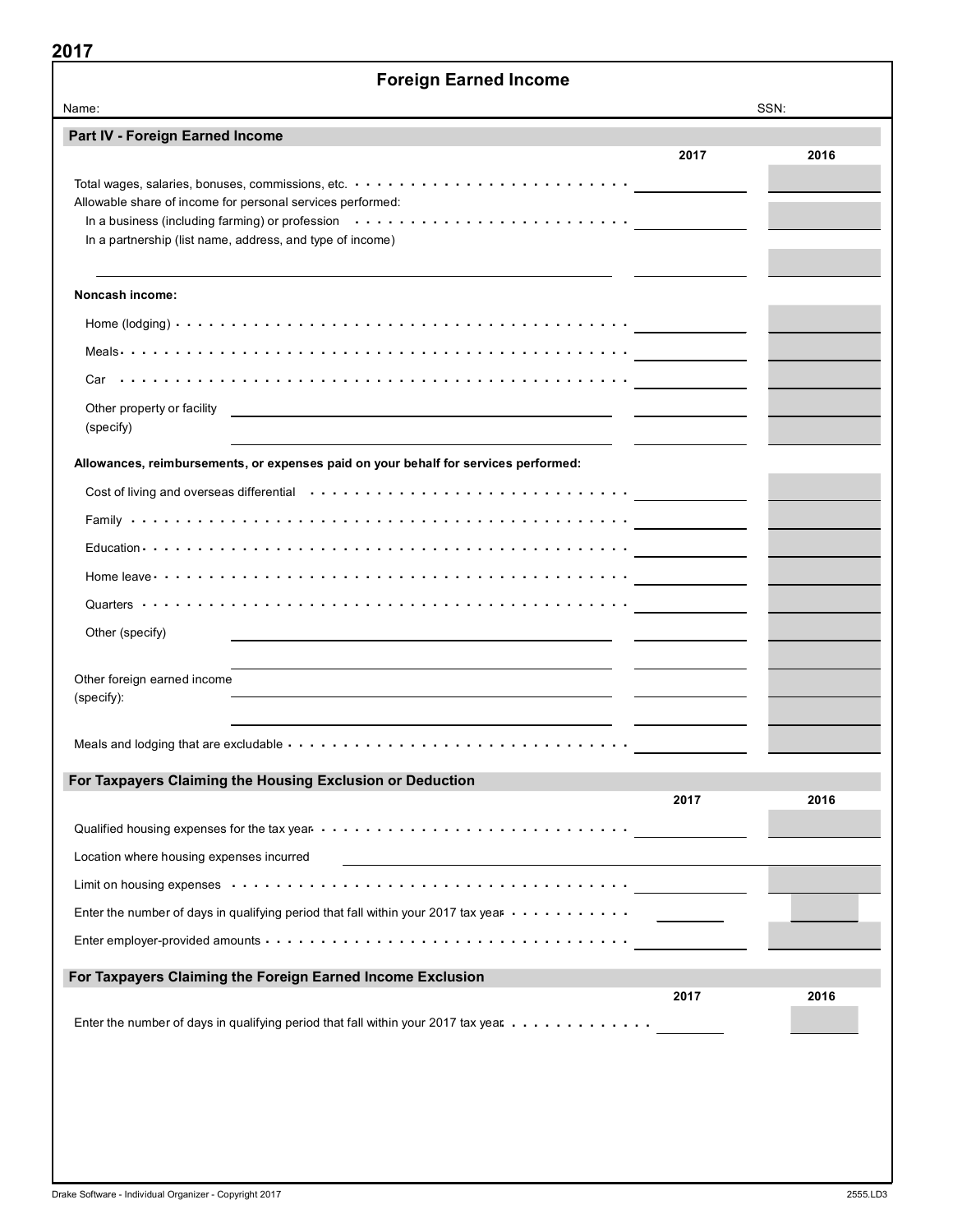2017

# Foreign Earned Income

Name: SSN:

## Part IV - Foreign Earned Income

| | 2017 | 2016 |
|---|---|---|
| Total wages, salaries, bonuses, commissions, etc. | | |
| Allowable share of income for personal services performed: | | |
| In a business (including farming) or profession | | |
| In a partnership (list name, address, and type of income) | | |
| | | |
| **Noncash income:** | | |
| Home (lodging) | | |
| Meals | | |
| Car | | |
| Other property or facility (specify) | | |
| | | |
| **Allowances, reimbursements, or expenses paid on your behalf for services performed:** | | |
| Cost of living and overseas differential | | |
| Family | | |
| Education | | |
| Home leave | | |
| Quarters | | |
| Other (specify) | | |
| | | |
| Other foreign earned income (specify): | | |
| | | |
| Meals and lodging that are excludable | | |

## For Taxpayers Claiming the Housing Exclusion or Deduction

| | 2017 | 2016 |
|---|---|---|
| Qualified housing expenses for the tax year | | |
| Location where housing expenses incurred | | |
| Limit on housing expenses | | |
| Enter the number of days in qualifying period that fall within your 2017 tax year | | |
| Enter employer-provided amounts | | |

## For Taxpayers Claiming the Foreign Earned Income Exclusion

| | 2017 | 2016 |
|---|---|---|
| Enter the number of days in qualifying period that fall within your 2017 tax year | | |

Drake Software - Individual Organizer - Copyright 2017 2555.LD3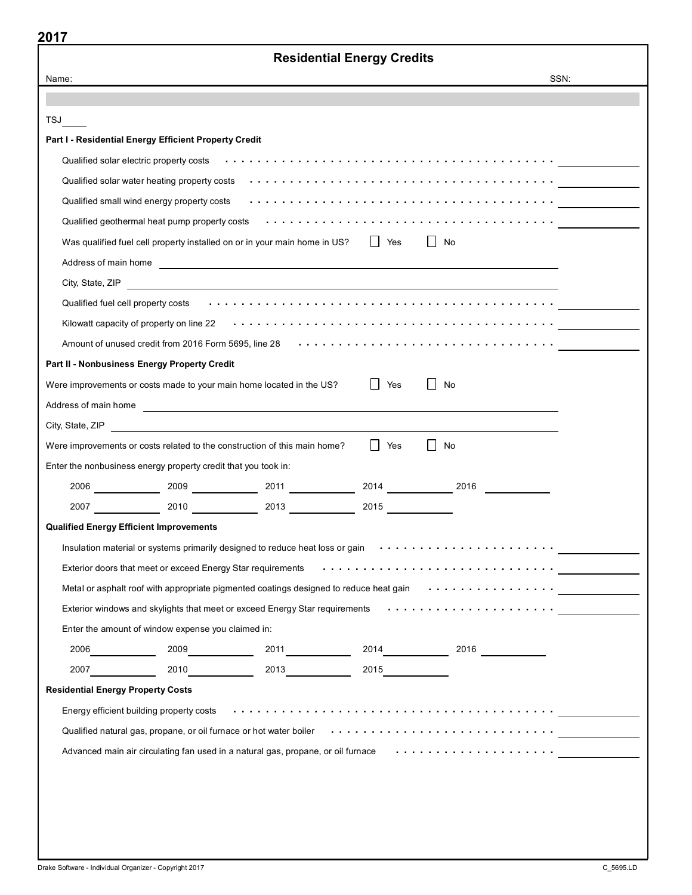2017

# Residential Energy Credits

Name: SSN:

TSJ ____

**Part I - Residential Energy Efficient Property Credit**

Qualified solar electric property costs . . . . . . . . . . . . . . . . . . . . . . . . . . . . . . . . . . . . . . . . . ____________

Qualified solar water heating property costs . . . . . . . . . . . . . . . . . . . . . . . . . . . . . . . . . . . . . ____________

Qualified small wind energy property costs . . . . . . . . . . . . . . . . . . . . . . . . . . . . . . . . . . . . . . ____________

Qualified geothermal heat pump property costs . . . . . . . . . . . . . . . . . . . . . . . . . . . . . . . . . . ____________

Was qualified fuel cell property installed on or in your main home in US? ☐ Yes ☐ No

Address of main home ____________________

City, State, ZIP ____________________

Qualified fuel cell property costs . . . . . . . . . . . . . . . . . . . . . . . . . . . . . . . . . . . . . . . . . . . ____________

Kilowatt capacity of property on line 22 . . . . . . . . . . . . . . . . . . . . . . . . . . . . . . . . . . . . . . . ____________

Amount of unused credit from 2016 Form 5695, line 28 . . . . . . . . . . . . . . . . . . . . . . . . . . . . . . ____________

**Part II - Nonbusiness Energy Property Credit**

Were improvements or costs made to your main home located in the US? ☐ Yes ☐ No

Address of main home ____________________

City, State, ZIP ____________________

Were improvements or costs related to the construction of this main home? ☐ Yes ☐ No

Enter the nonbusiness energy property credit that you took in:

| | | | | |
|---|---|---|---|---|
| 2006 ________ | 2009 ________ | 2011 ________ | 2014 ________ | 2016 ________ |
| 2007 ________ | 2010 ________ | 2013 ________ | 2015 ________ | |

**Qualified Energy Efficient Improvements**

Insulation material or systems primarily designed to reduce heat loss or gain . . . . . . . . . . . . . . . . . . . . . ____________

Exterior doors that meet or exceed Energy Star requirements . . . . . . . . . . . . . . . . . . . . . . . . . . . . ____________

Metal or asphalt roof with appropriate pigmented coatings designed to reduce heat gain . . . . . . . . . . . . . . . . ____________

Exterior windows and skylights that meet or exceed Energy Star requirements . . . . . . . . . . . . . . . . . . . . . ____________

Enter the amount of window expense you claimed in:

| | | | | |
|---|---|---|---|---|
| 2006 ________ | 2009 ________ | 2011 ________ | 2014 ________ | 2016 ________ |
| 2007 ________ | 2010 ________ | 2013 ________ | 2015 ________ | |

**Residential Energy Property Costs**

Energy efficient building property costs . . . . . . . . . . . . . . . . . . . . . . . . . . . . . . . . . . . . . . . ____________

Qualified natural gas, propane, or oil furnace or hot water boiler . . . . . . . . . . . . . . . . . . . . . . . . . . . ____________

Advanced main air circulating fan used in a natural gas, propane, or oil furnace . . . . . . . . . . . . . . . . . . . . ____________

Drake Software - Individual Organizer - Copyright 2017 C_5695.LD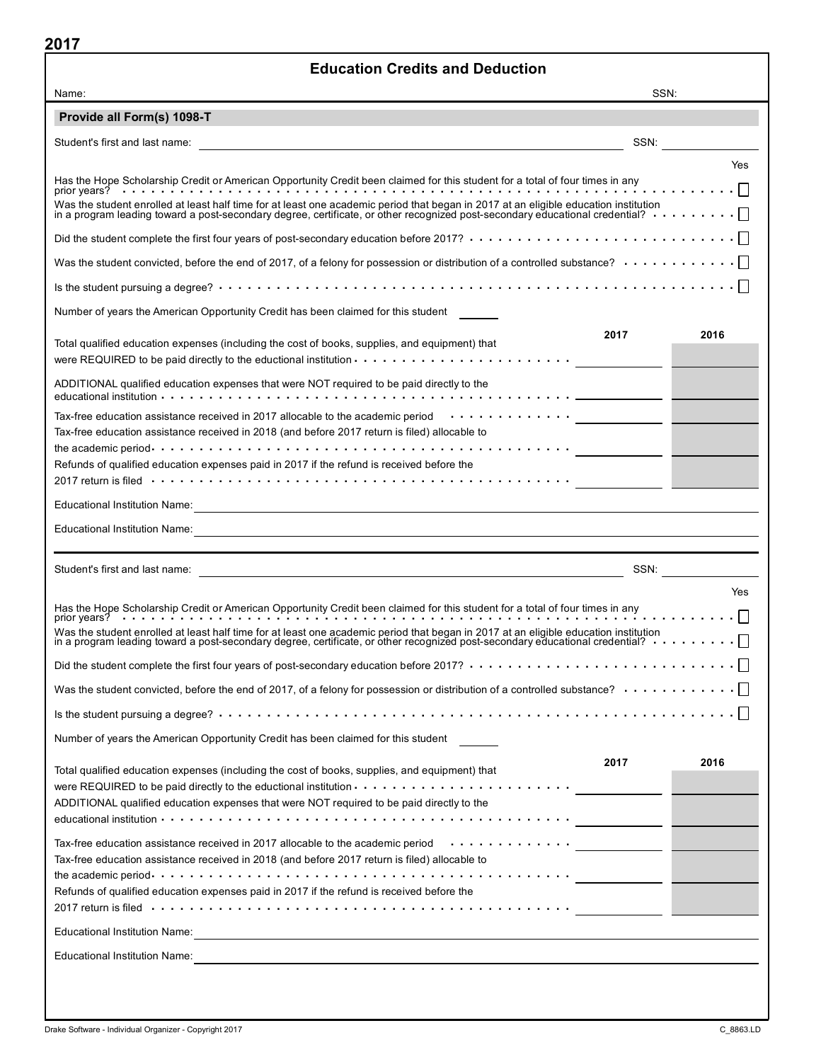**2017**

# Education Credits and Deduction

Name: SSN:

## Provide all Form(s) 1098-T

Student's first and last name: ______________________ SSN: __________

| | Yes |
|---|---|
| Has the Hope Scholarship Credit or American Opportunity Credit been claimed for this student for a total of four times in any prior years? | ☐ |
| Was the student enrolled at least half time for at least one academic period that began in 2017 at an eligible education institution in a program leading toward a post-secondary degree, certificate, or other recognized post-secondary educational credential? | ☐ |
| Did the student complete the first four years of post-secondary education before 2017? | ☐ |
| Was the student convicted, before the end of 2017, of a felony for possession or distribution of a controlled substance? | ☐ |
| Is the student pursuing a degree? | ☐ |

Number of years the American Opportunity Credit has been claimed for this student ______

| | 2017 | 2016 |
|---|---|---|
| Total qualified education expenses (including the cost of books, supplies, and equipment) that were REQUIRED to be paid directly to the eductional institution | | |
| ADDITIONAL qualified education expenses that were NOT required to be paid directly to the educational institution | | |
| Tax-free education assistance received in 2017 allocable to the academic period | | |
| Tax-free education assistance received in 2018 (and before 2017 return is filed) allocable to the academic period | | |
| Refunds of qualified education expenses paid in 2017 if the refund is received before the 2017 return is filed | | |

Educational Institution Name: ______________________

Educational Institution Name: ______________________

---

Student's first and last name: ______________________ SSN: __________

| | Yes |
|---|---|
| Has the Hope Scholarship Credit or American Opportunity Credit been claimed for this student for a total of four times in any prior years? | ☐ |
| Was the student enrolled at least half time for at least one academic period that began in 2017 at an eligible education institution in a program leading toward a post-secondary degree, certificate, or other recognized post-secondary educational credential? | ☐ |
| Did the student complete the first four years of post-secondary education before 2017? | ☐ |
| Was the student convicted, before the end of 2017, of a felony for possession or distribution of a controlled substance? | ☐ |
| Is the student pursuing a degree? | ☐ |

Number of years the American Opportunity Credit has been claimed for this student ______

| | 2017 | 2016 |
|---|---|---|
| Total qualified education expenses (including the cost of books, supplies, and equipment) that were REQUIRED to be paid directly to the eductional institution | | |
| ADDITIONAL qualified education expenses that were NOT required to be paid directly to the educational institution | | |
| Tax-free education assistance received in 2017 allocable to the academic period | | |
| Tax-free education assistance received in 2018 (and before 2017 return is filed) allocable to the academic period | | |
| Refunds of qualified education expenses paid in 2017 if the refund is received before the 2017 return is filed | | |

Educational Institution Name: ______________________

Educational Institution Name: ______________________

Drake Software - Individual Organizer - Copyright 2017 C_8863.LD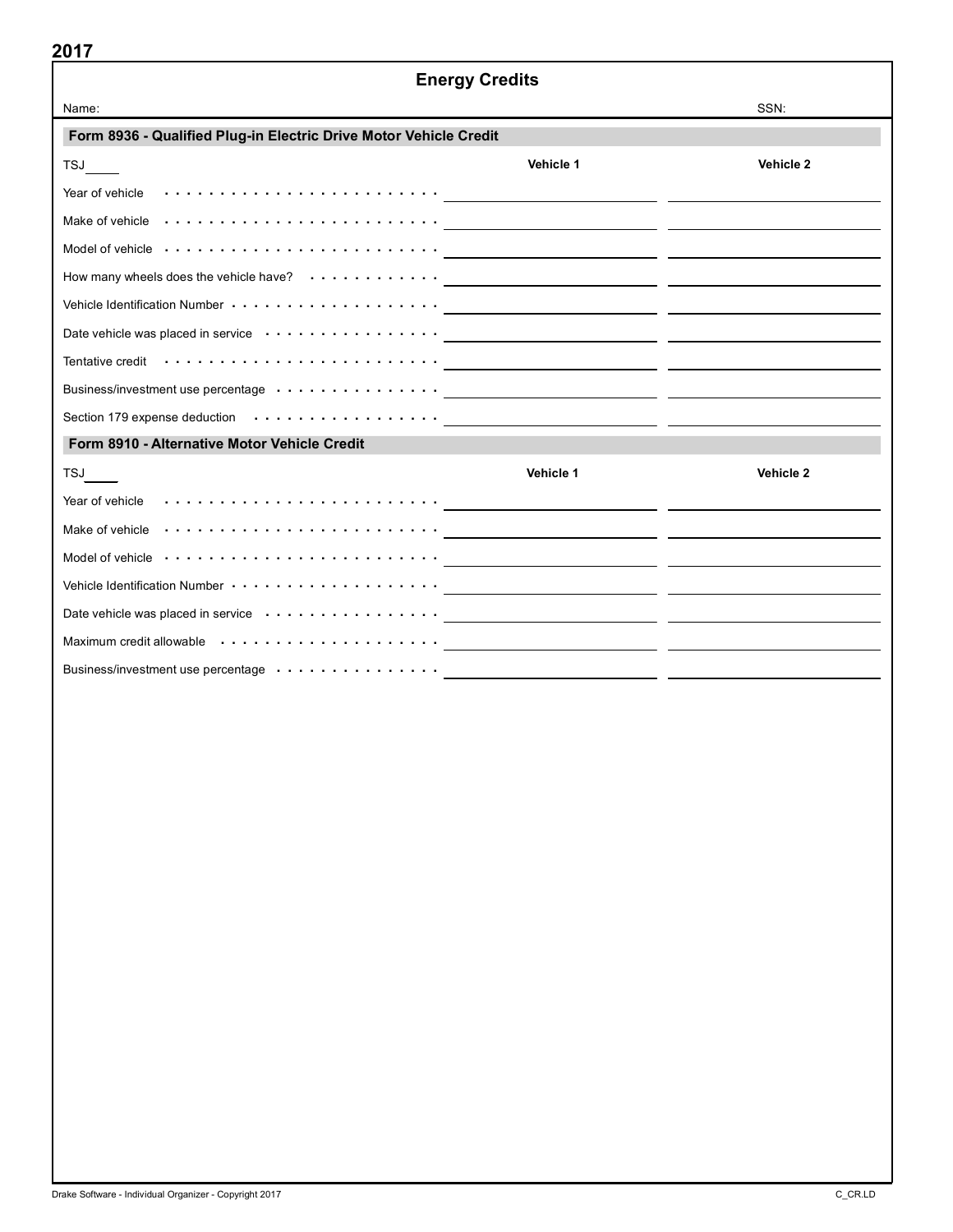2017

# Energy Credits

Name: SSN:

## Form 8936 - Qualified Plug-in Electric Drive Motor Vehicle Credit

| TSJ ____ | Vehicle 1 | Vehicle 2 |
|---|---|---|
| Year of vehicle | | |
| Make of vehicle | | |
| Model of vehicle | | |
| How many wheels does the vehicle have? | | |
| Vehicle Identification Number | | |
| Date vehicle was placed in service | | |
| Tentative credit | | |
| Business/investment use percentage | | |
| Section 179 expense deduction | | |

## Form 8910 - Alternative Motor Vehicle Credit

| TSJ ____ | Vehicle 1 | Vehicle 2 |
|---|---|---|
| Year of vehicle | | |
| Make of vehicle | | |
| Model of vehicle | | |
| Vehicle Identification Number | | |
| Date vehicle was placed in service | | |
| Maximum credit allowable | | |
| Business/investment use percentage | | |

Drake Software - Individual Organizer - Copyright 2017 C_CR.LD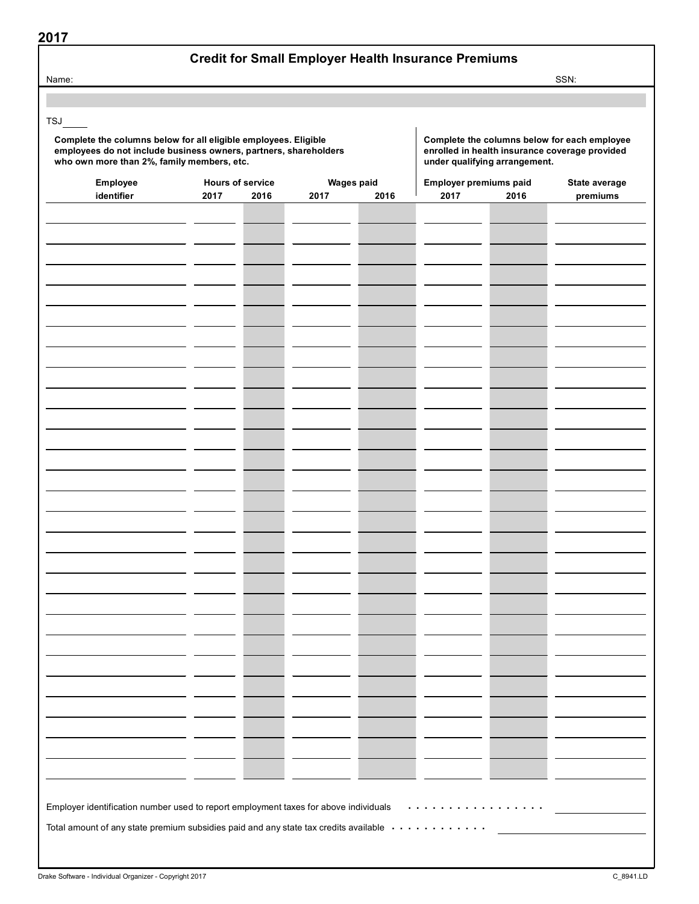2017

# Credit for Small Employer Health Insurance Premiums

Name: SSN:

TSJ \_\_\_\_\_

**Complete the columns below for all eligible employees. Eligible employees do not include business owners, partners, shareholders who own more than 2%, family members, etc.**

**Complete the columns below for each employee enrolled in health insurance coverage provided under qualifying arrangement.**

| Employee identifier | Hours of service | | Wages paid | | Employer premiums paid | | State average premiums |
|---|---|---|---|---|---|---|---|
| | 2017 | 2016 | 2017 | 2016 | 2017 | 2016 | |
| | | | | | | | |
| | | | | | | | |
| | | | | | | | |
| | | | | | | | |
| | | | | | | | |
| | | | | | | | |
| | | | | | | | |
| | | | | | | | |
| | | | | | | | |
| | | | | | | | |
| | | | | | | | |
| | | | | | | | |
| | | | | | | | |
| | | | | | | | |
| | | | | | | | |
| | | | | | | | |
| | | | | | | | |
| | | | | | | | |
| | | | | | | | |
| | | | | | | | |
| | | | | | | | |
| | | | | | | | |
| | | | | | | | |
| | | | | | | | |
| | | | | | | | |
| | | | | | | | |
| | | | | | | | |

Employer identification number used to report employment taxes for above individuals . . . . . . . . . . . . . . . . . \_\_\_\_\_\_\_\_\_\_

Total amount of any state premium subsidies paid and any state tax credits available . . . . . . . . . . . . \_\_\_\_\_\_\_\_\_\_

Drake Software - Individual Organizer - Copyright 2017 C_8941.LD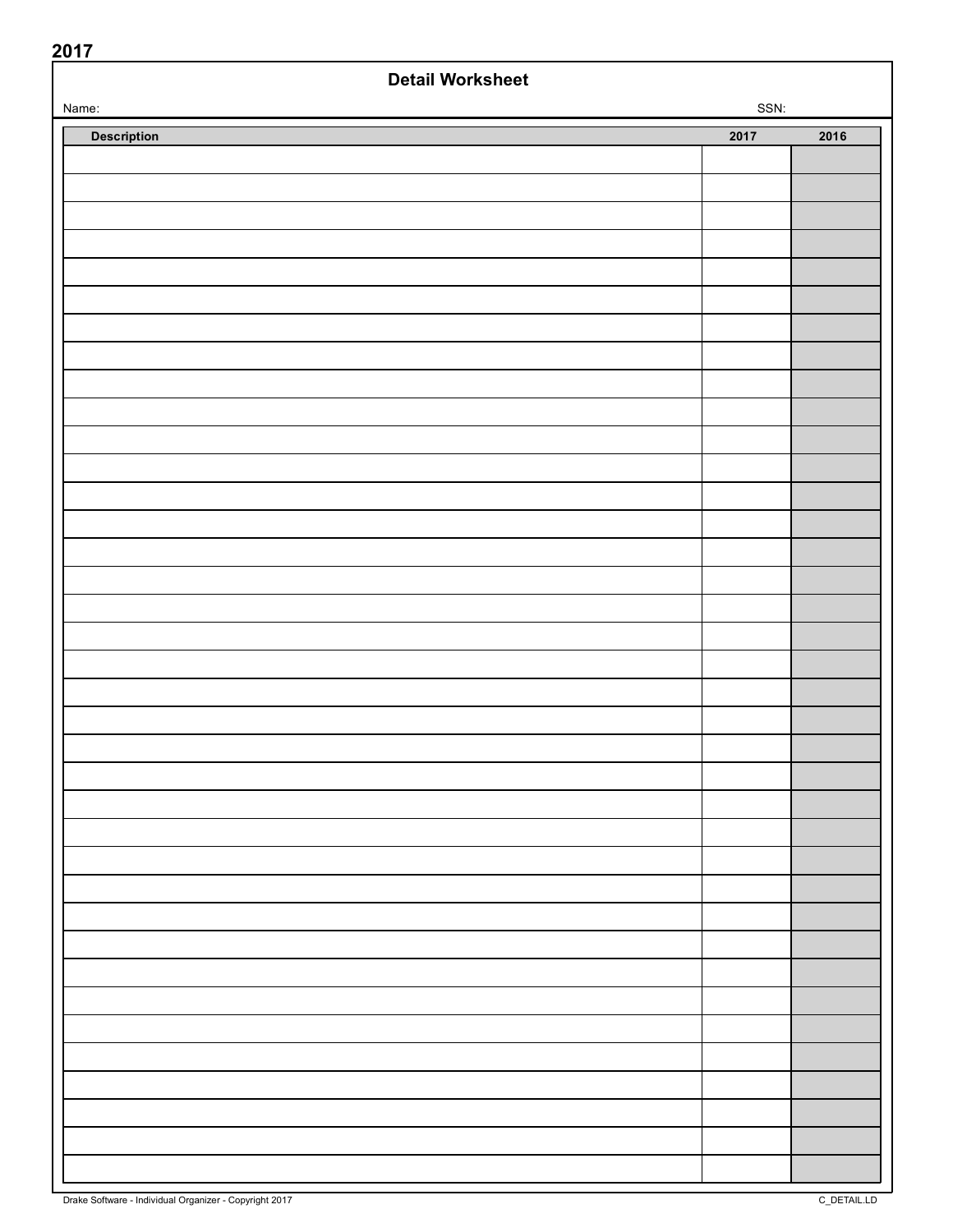2017

## Detail Worksheet

Name: SSN:

| Description | 2017 | 2016 |
| --- | --- | --- |
| | | |
| | | |
| | | |
| | | |
| | | |
| | | |
| | | |
| | | |
| | | |
| | | |
| | | |
| | | |
| | | |
| | | |
| | | |
| | | |
| | | |
| | | |
| | | |
| | | |
| | | |
| | | |
| | | |
| | | |
| | | |
| | | |
| | | |
| | | |
| | | |
| | | |
| | | |
| | | |
| | | |
| | | |
| | | |
| | | |
| | | |
| | | |

Drake Software - Individual Organizer - Copyright 2017

C_DETAIL.LD